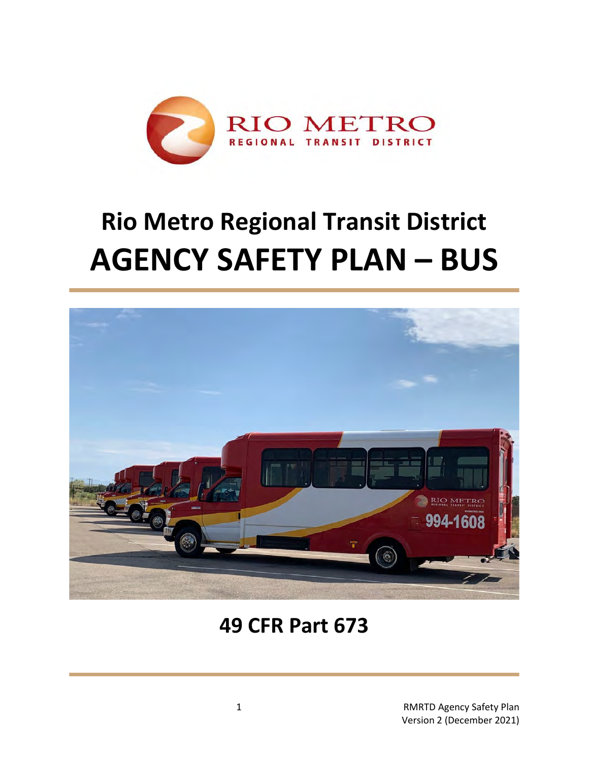# Rio Metro Regional Transit District

# AGENCY SAFETY PLAN – BUS

## 49 CFR Part 673

RMRTD Agency Safety Plan
Version 2 (December 2021)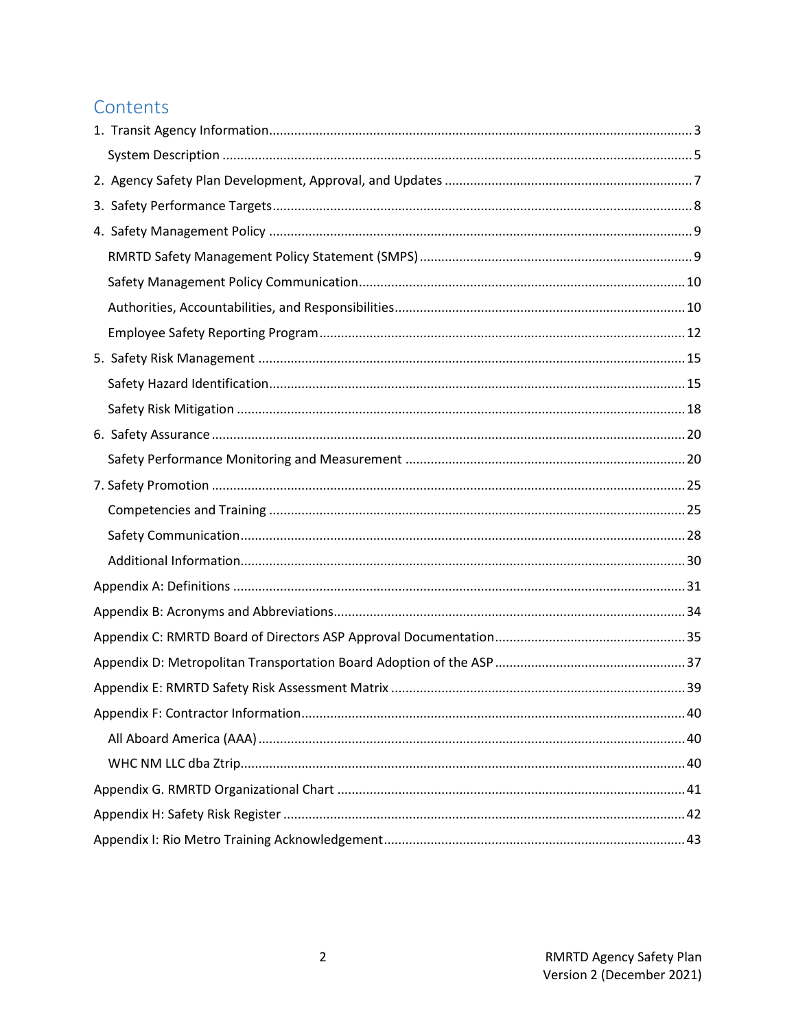# Contents

1. Transit Agency Information ..... 3
   - System Description ..... 5
2. Agency Safety Plan Development, Approval, and Updates ..... 7
3. Safety Performance Targets ..... 8
4. Safety Management Policy ..... 9
   - RMRTD Safety Management Policy Statement (SMPS) ..... 9
   - Safety Management Policy Communication ..... 10
   - Authorities, Accountabilities, and Responsibilities ..... 10
   - Employee Safety Reporting Program ..... 12
5. Safety Risk Management ..... 15
   - Safety Hazard Identification ..... 15
   - Safety Risk Mitigation ..... 18
6. Safety Assurance ..... 20
   - Safety Performance Monitoring and Measurement ..... 20
7. Safety Promotion ..... 25
   - Competencies and Training ..... 25
   - Safety Communication ..... 28
   - Additional Information ..... 30

Appendix A: Definitions ..... 31

Appendix B: Acronyms and Abbreviations ..... 34

Appendix C: RMRTD Board of Directors ASP Approval Documentation ..... 35

Appendix D: Metropolitan Transportation Board Adoption of the ASP ..... 37

Appendix E: RMRTD Safety Risk Assessment Matrix ..... 39

Appendix F: Contractor Information ..... 40
   - All Aboard America (AAA) ..... 40
   - WHC NM LLC dba Ztrip ..... 40

Appendix G. RMRTD Organizational Chart ..... 41

Appendix H: Safety Risk Register ..... 42

Appendix I: Rio Metro Training Acknowledgement ..... 43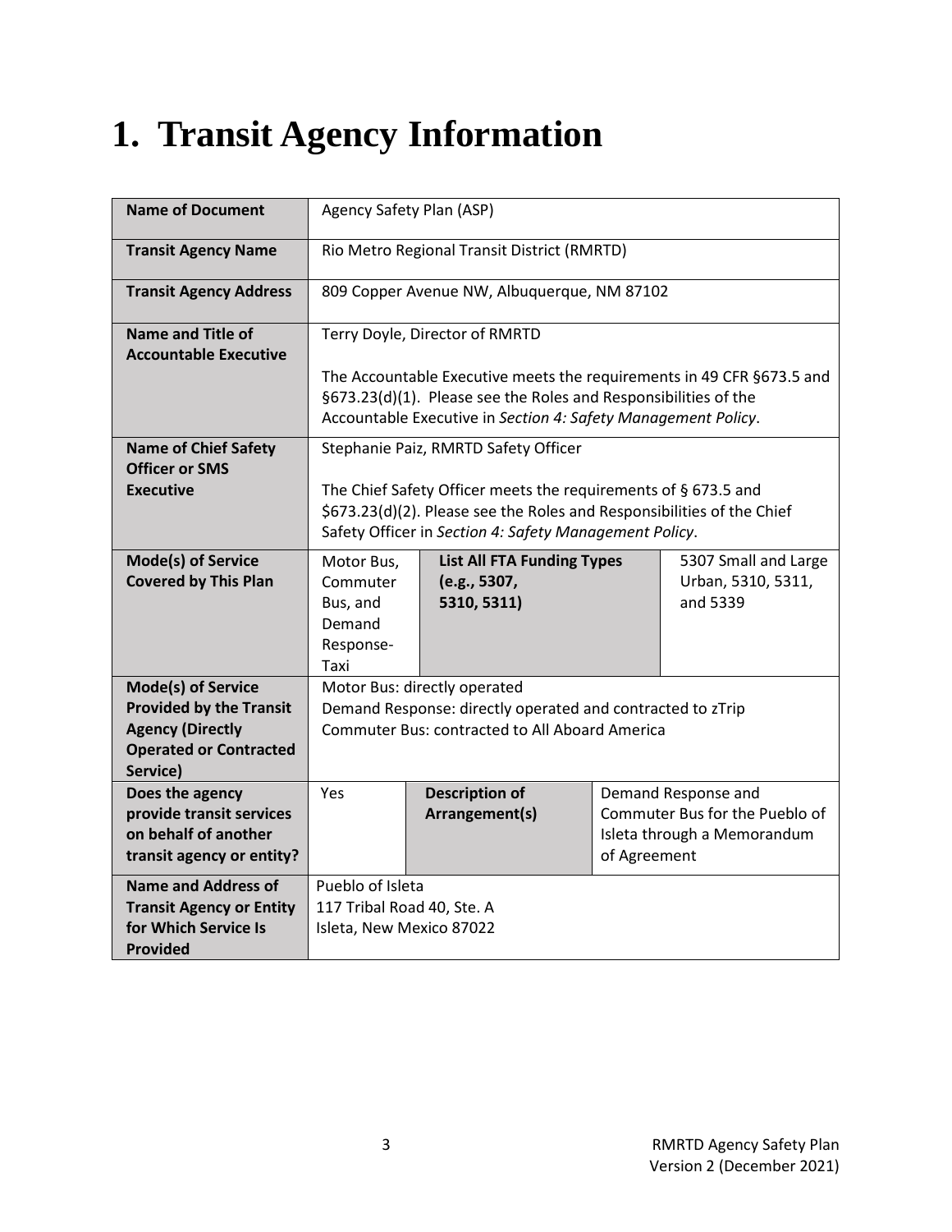# 1. Transit Agency Information

| **Name of Document** | Agency Safety Plan (ASP) | | |
|---|---|---|---|
| **Transit Agency Name** | Rio Metro Regional Transit District (RMRTD) | | |
| **Transit Agency Address** | 809 Copper Avenue NW, Albuquerque, NM 87102 | | |
| **Name and Title of Accountable Executive** | Terry Doyle, Director of RMRTD<br><br>The Accountable Executive meets the requirements in 49 CFR §673.5 and §673.23(d)(1). Please see the Roles and Responsibilities of the Accountable Executive in *Section 4: Safety Management Policy*. | | |
| **Name of Chief Safety Officer or SMS Executive** | Stephanie Paiz, RMRTD Safety Officer<br><br>The Chief Safety Officer meets the requirements of § 673.5 and $673.23(d)(2). Please see the Roles and Responsibilities of the Chief Safety Officer in *Section 4: Safety Management Policy*. | | |
| **Mode(s) of Service Covered by This Plan** | Motor Bus, Commuter Bus, and Demand Response-Taxi | **List All FTA Funding Types (e.g., 5307, 5310, 5311)** | 5307 Small and Large Urban, 5310, 5311, and 5339 |
| **Mode(s) of Service Provided by the Transit Agency (Directly Operated or Contracted Service)** | Motor Bus: directly operated<br>Demand Response: directly operated and contracted to zTrip<br>Commuter Bus: contracted to All Aboard America | | |
| **Does the agency provide transit services on behalf of another transit agency or entity?** | Yes | **Description of Arrangement(s)** | Demand Response and Commuter Bus for the Pueblo of Isleta through a Memorandum of Agreement |
| **Name and Address of Transit Agency or Entity for Which Service Is Provided** | Pueblo of Isleta<br>117 Tribal Road 40, Ste. A<br>Isleta, New Mexico 87022 | | |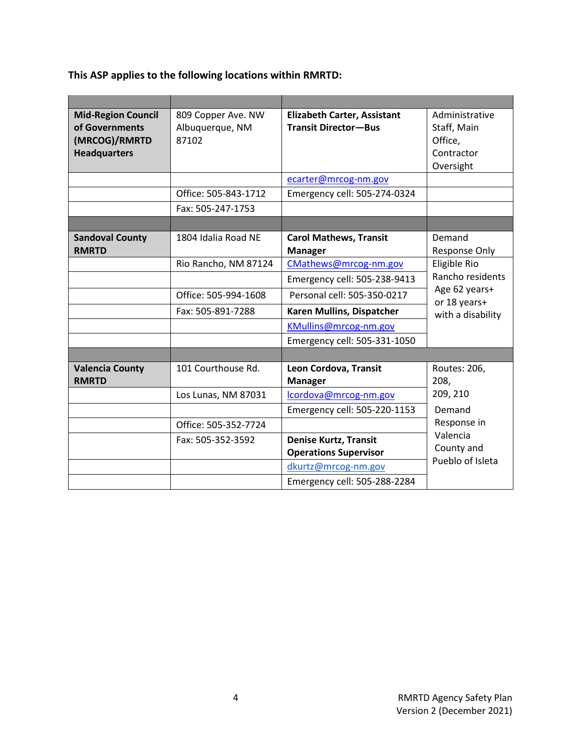**This ASP applies to the following locations within RMRTD:**

| | | | |
|---|---|---|---|
| **Mid-Region Council of Governments (MRCOG)/RMRTD Headquarters** | 809 Copper Ave. NW Albuquerque, NM 87102 | **Elizabeth Carter, Assistant Transit Director—Bus** | Administrative Staff, Main Office, Contractor Oversight |
| | | ecarter@mrcog-nm.gov | |
| | Office: 505-843-1712 | Emergency cell: 505-274-0324 | |
| | Fax: 505-247-1753 | | |
| | | | |
| **Sandoval County RMRTD** | 1804 Idalia Road NE | **Carol Mathews, Transit Manager** | Demand Response Only |
| | Rio Rancho, NM 87124 | CMathews@mrcog-nm.gov | Eligible Rio Rancho residents Age 62 years+ or 18 years+ with a disability |
| | | Emergency cell: 505-238-9413 | |
| | Office: 505-994-1608 | Personal cell: 505-350-0217 | |
| | Fax: 505-891-7288 | **Karen Mullins, Dispatcher** | |
| | | KMullins@mrcog-nm.gov | |
| | | Emergency cell: 505-331-1050 | |
| | | | |
| **Valencia County RMRTD** | 101 Courthouse Rd. | **Leon Cordova, Transit Manager** | Routes: 206, 208, 209, 210 |
| | Los Lunas, NM 87031 | lcordova@mrcog-nm.gov | Demand Response in Valencia County and Pueblo of Isleta |
| | | Emergency cell: 505-220-1153 | |
| | Office: 505-352-7724 | | |
| | Fax: 505-352-3592 | **Denise Kurtz, Transit Operations Supervisor** | |
| | | dkurtz@mrcog-nm.gov | |
| | | Emergency cell: 505-288-2284 | |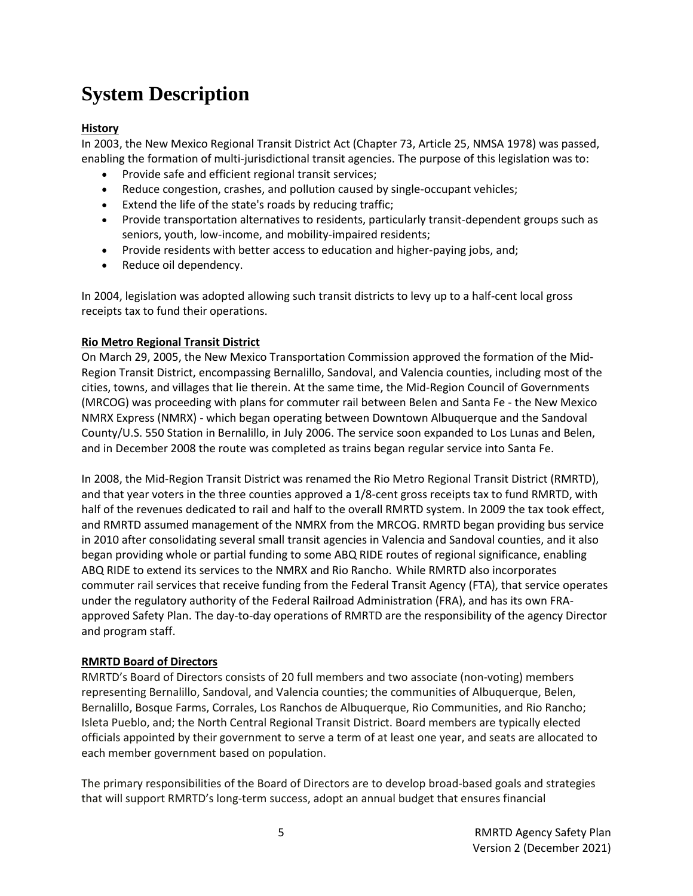# System Description

**History**

In 2003, the New Mexico Regional Transit District Act (Chapter 73, Article 25, NMSA 1978) was passed, enabling the formation of multi-jurisdictional transit agencies. The purpose of this legislation was to:

- Provide safe and efficient regional transit services;
- Reduce congestion, crashes, and pollution caused by single-occupant vehicles;
- Extend the life of the state's roads by reducing traffic;
- Provide transportation alternatives to residents, particularly transit-dependent groups such as seniors, youth, low-income, and mobility-impaired residents;
- Provide residents with better access to education and higher-paying jobs, and;
- Reduce oil dependency.

In 2004, legislation was adopted allowing such transit districts to levy up to a half-cent local gross receipts tax to fund their operations.

**Rio Metro Regional Transit District**

On March 29, 2005, the New Mexico Transportation Commission approved the formation of the Mid-Region Transit District, encompassing Bernalillo, Sandoval, and Valencia counties, including most of the cities, towns, and villages that lie therein. At the same time, the Mid-Region Council of Governments (MRCOG) was proceeding with plans for commuter rail between Belen and Santa Fe - the New Mexico NMRX Express (NMRX) - which began operating between Downtown Albuquerque and the Sandoval County/U.S. 550 Station in Bernalillo, in July 2006. The service soon expanded to Los Lunas and Belen, and in December 2008 the route was completed as trains began regular service into Santa Fe.

In 2008, the Mid-Region Transit District was renamed the Rio Metro Regional Transit District (RMRTD), and that year voters in the three counties approved a 1/8-cent gross receipts tax to fund RMRTD, with half of the revenues dedicated to rail and half to the overall RMRTD system. In 2009 the tax took effect, and RMRTD assumed management of the NMRX from the MRCOG. RMRTD began providing bus service in 2010 after consolidating several small transit agencies in Valencia and Sandoval counties, and it also began providing whole or partial funding to some ABQ RIDE routes of regional significance, enabling ABQ RIDE to extend its services to the NMRX and Rio Rancho. While RMRTD also incorporates commuter rail services that receive funding from the Federal Transit Agency (FTA), that service operates under the regulatory authority of the Federal Railroad Administration (FRA), and has its own FRA-approved Safety Plan. The day-to-day operations of RMRTD are the responsibility of the agency Director and program staff.

**RMRTD Board of Directors**

RMRTD's Board of Directors consists of 20 full members and two associate (non-voting) members representing Bernalillo, Sandoval, and Valencia counties; the communities of Albuquerque, Belen, Bernalillo, Bosque Farms, Corrales, Los Ranchos de Albuquerque, Rio Communities, and Rio Rancho; Isleta Pueblo, and; the North Central Regional Transit District. Board members are typically elected officials appointed by their government to serve a term of at least one year, and seats are allocated to each member government based on population.

The primary responsibilities of the Board of Directors are to develop broad-based goals and strategies that will support RMRTD's long-term success, adopt an annual budget that ensures financial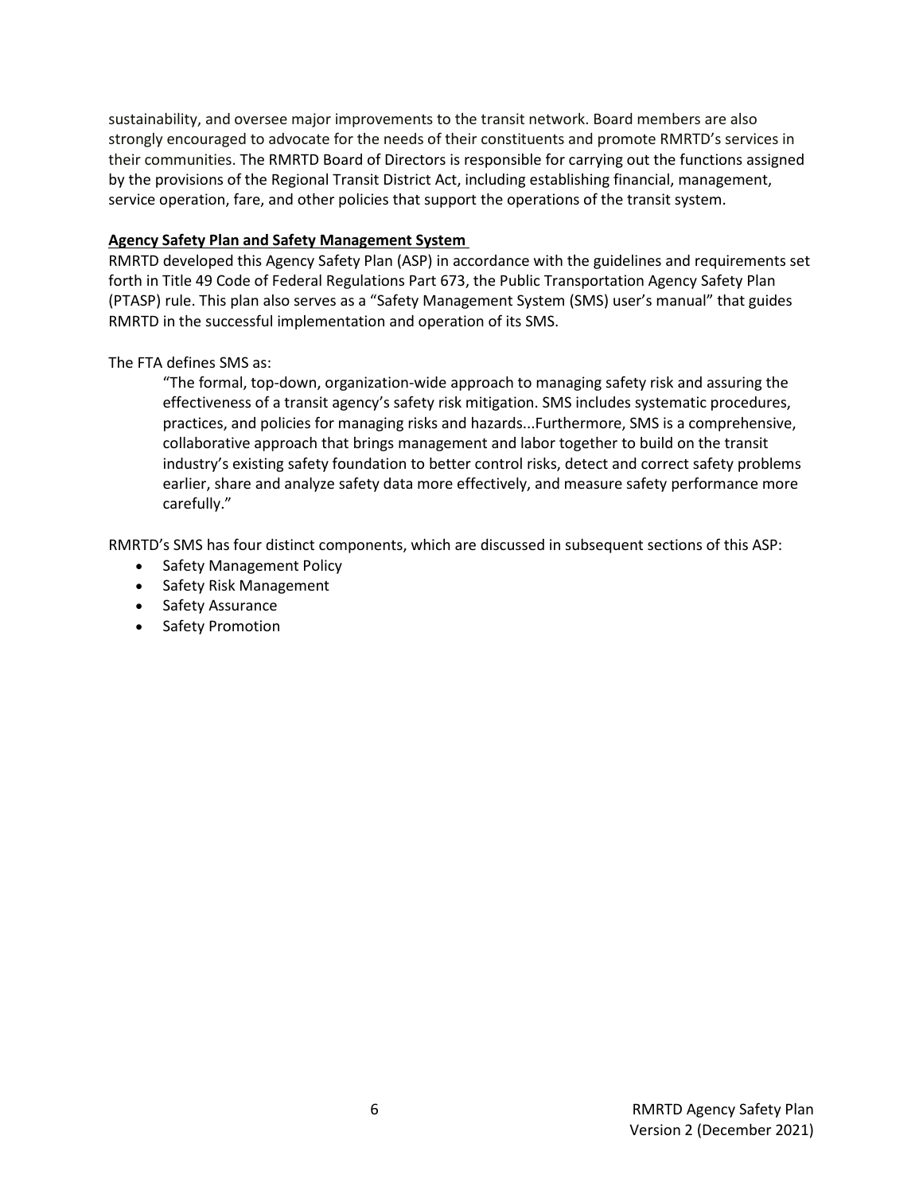sustainability, and oversee major improvements to the transit network. Board members are also strongly encouraged to advocate for the needs of their constituents and promote RMRTD's services in their communities. The RMRTD Board of Directors is responsible for carrying out the functions assigned by the provisions of the Regional Transit District Act, including establishing financial, management, service operation, fare, and other policies that support the operations of the transit system.

**Agency Safety Plan and Safety Management System**

RMRTD developed this Agency Safety Plan (ASP) in accordance with the guidelines and requirements set forth in Title 49 Code of Federal Regulations Part 673, the Public Transportation Agency Safety Plan (PTASP) rule. This plan also serves as a "Safety Management System (SMS) user's manual" that guides RMRTD in the successful implementation and operation of its SMS.

The FTA defines SMS as:

> "The formal, top-down, organization-wide approach to managing safety risk and assuring the effectiveness of a transit agency's safety risk mitigation. SMS includes systematic procedures, practices, and policies for managing risks and hazards...Furthermore, SMS is a comprehensive, collaborative approach that brings management and labor together to build on the transit industry's existing safety foundation to better control risks, detect and correct safety problems earlier, share and analyze safety data more effectively, and measure safety performance more carefully."

RMRTD's SMS has four distinct components, which are discussed in subsequent sections of this ASP:

- Safety Management Policy
- Safety Risk Management
- Safety Assurance
- Safety Promotion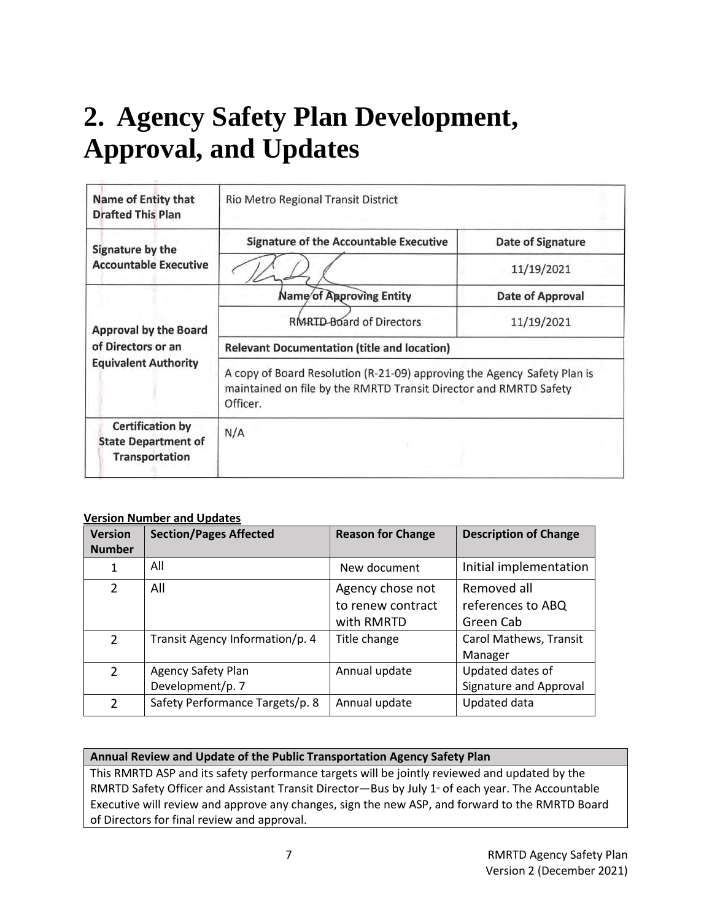# 2. Agency Safety Plan Development, Approval, and Updates

| Name of Entity that Drafted This Plan | Rio Metro Regional Transit District | |
|---|---|---|
| Signature by the Accountable Executive | **Signature of the Accountable Executive** | **Date of Signature** |
| | | 11/19/2021 |
| Approval by the Board of Directors or an Equivalent Authority | **Name of Approving Entity** | **Date of Approval** |
| | RMRTD Board of Directors | 11/19/2021 |
| | **Relevant Documentation (title and location)** | |
| | A copy of Board Resolution (R-21-09) approving the Agency Safety Plan is maintained on file by the RMRTD Transit Director and RMRTD Safety Officer. | |
| Certification by State Department of Transportation | N/A | |

**Version Number and Updates**

| Version Number | Section/Pages Affected | Reason for Change | Description of Change |
|---|---|---|---|
| 1 | All | New document | Initial implementation |
| 2 | All | Agency chose not to renew contract with RMRTD | Removed all references to ABQ Green Cab |
| 2 | Transit Agency Information/p. 4 | Title change | Carol Mathews, Transit Manager |
| 2 | Agency Safety Plan Development/p. 7 | Annual update | Updated dates of Signature and Approval |
| 2 | Safety Performance Targets/p. 8 | Annual update | Updated data |

| Annual Review and Update of the Public Transportation Agency Safety Plan |
|---|
| This RMRTD ASP and its safety performance targets will be jointly reviewed and updated by the RMRTD Safety Officer and Assistant Transit Director—Bus by July 1st of each year. The Accountable Executive will review and approve any changes, sign the new ASP, and forward to the RMRTD Board of Directors for final review and approval. |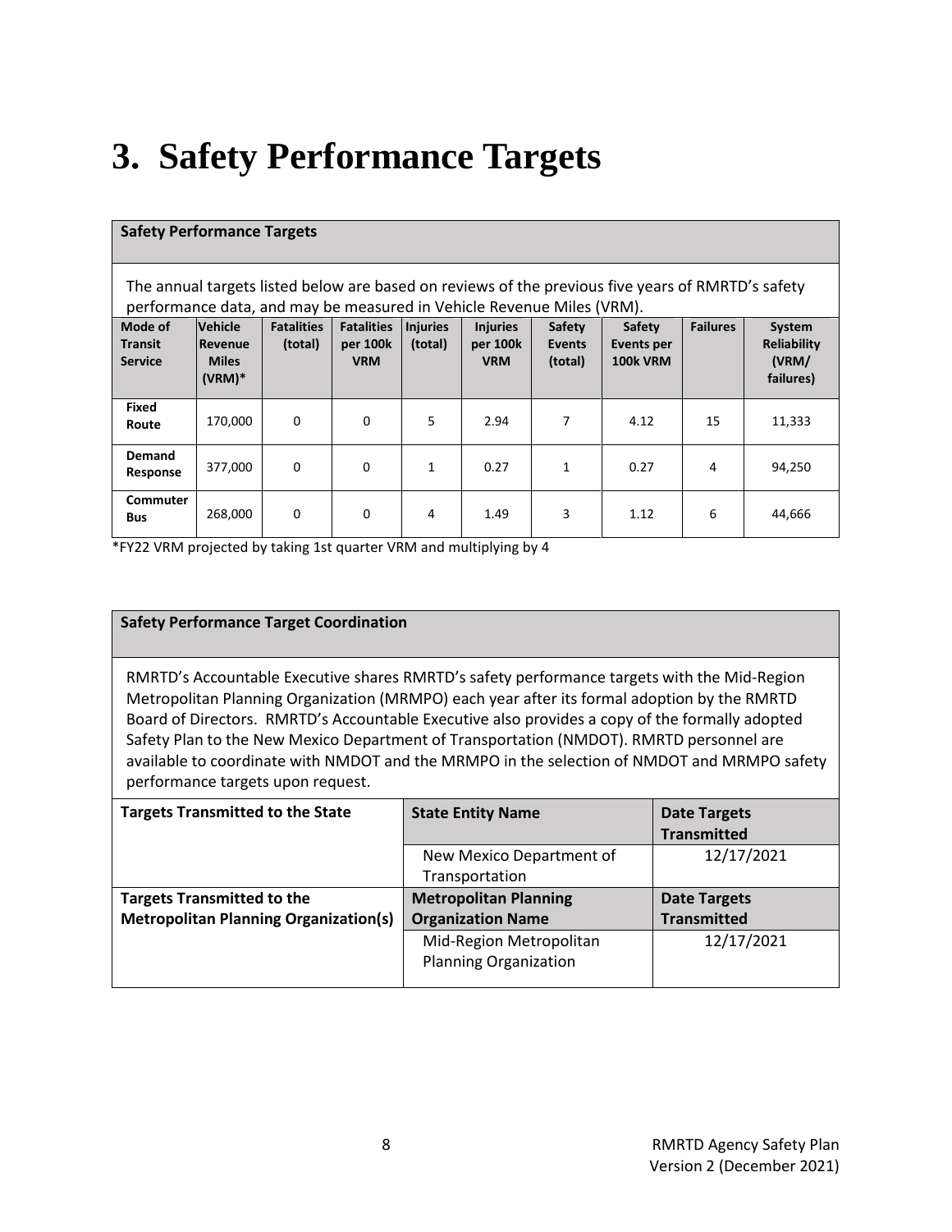# 3. Safety Performance Targets

**Safety Performance Targets**

The annual targets listed below are based on reviews of the previous five years of RMRTD's safety performance data, and may be measured in Vehicle Revenue Miles (VRM).

| Mode of Transit Service | Vehicle Revenue Miles (VRM)* | Fatalities (total) | Fatalities per 100k VRM | Injuries (total) | Injuries per 100k VRM | Safety Events (total) | Safety Events per 100k VRM | Failures | System Reliability (VRM/ failures) |
|---|---|---|---|---|---|---|---|---|---|
| Fixed Route | 170,000 | 0 | 0 | 5 | 2.94 | 7 | 4.12 | 15 | 11,333 |
| Demand Response | 377,000 | 0 | 0 | 1 | 0.27 | 1 | 0.27 | 4 | 94,250 |
| Commuter Bus | 268,000 | 0 | 0 | 4 | 1.49 | 3 | 1.12 | 6 | 44,666 |

*FY22 VRM projected by taking 1st quarter VRM and multiplying by 4

**Safety Performance Target Coordination**

RMRTD's Accountable Executive shares RMRTD's safety performance targets with the Mid-Region Metropolitan Planning Organization (MRMPO) each year after its formal adoption by the RMRTD Board of Directors. RMRTD's Accountable Executive also provides a copy of the formally adopted Safety Plan to the New Mexico Department of Transportation (NMDOT). RMRTD personnel are available to coordinate with NMDOT and the MRMPO in the selection of NMDOT and MRMPO safety performance targets upon request.

| Targets Transmitted to the State | State Entity Name | Date Targets Transmitted |
|---|---|---|
| | New Mexico Department of Transportation | 12/17/2021 |
| **Targets Transmitted to the Metropolitan Planning Organization(s)** | **Metropolitan Planning Organization Name** | **Date Targets Transmitted** |
| | Mid-Region Metropolitan Planning Organization | 12/17/2021 |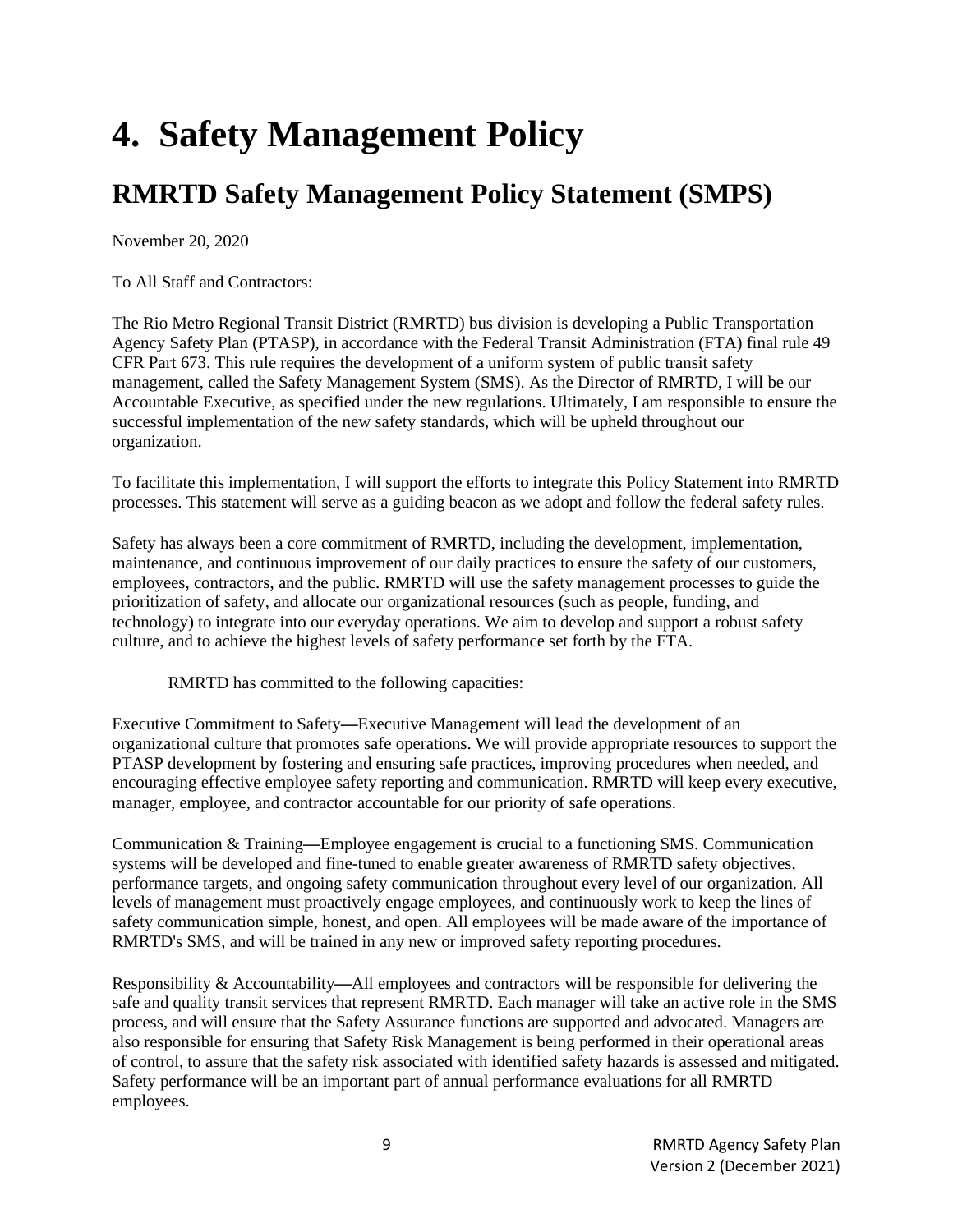# 4. Safety Management Policy

## RMRTD Safety Management Policy Statement (SMPS)

November 20, 2020

To All Staff and Contractors:

The Rio Metro Regional Transit District (RMRTD) bus division is developing a Public Transportation Agency Safety Plan (PTASP), in accordance with the Federal Transit Administration (FTA) final rule 49 CFR Part 673. This rule requires the development of a uniform system of public transit safety management, called the Safety Management System (SMS). As the Director of RMRTD, I will be our Accountable Executive, as specified under the new regulations. Ultimately, I am responsible to ensure the successful implementation of the new safety standards, which will be upheld throughout our organization.

To facilitate this implementation, I will support the efforts to integrate this Policy Statement into RMRTD processes. This statement will serve as a guiding beacon as we adopt and follow the federal safety rules.

Safety has always been a core commitment of RMRTD, including the development, implementation, maintenance, and continuous improvement of our daily practices to ensure the safety of our customers, employees, contractors, and the public. RMRTD will use the safety management processes to guide the prioritization of safety, and allocate our organizational resources (such as people, funding, and technology) to integrate into our everyday operations. We aim to develop and support a robust safety culture, and to achieve the highest levels of safety performance set forth by the FTA.

RMRTD has committed to the following capacities:

Executive Commitment to Safety—Executive Management will lead the development of an organizational culture that promotes safe operations. We will provide appropriate resources to support the PTASP development by fostering and ensuring safe practices, improving procedures when needed, and encouraging effective employee safety reporting and communication. RMRTD will keep every executive, manager, employee, and contractor accountable for our priority of safe operations.

Communication & Training—Employee engagement is crucial to a functioning SMS. Communication systems will be developed and fine-tuned to enable greater awareness of RMRTD safety objectives, performance targets, and ongoing safety communication throughout every level of our organization. All levels of management must proactively engage employees, and continuously work to keep the lines of safety communication simple, honest, and open. All employees will be made aware of the importance of RMRTD's SMS, and will be trained in any new or improved safety reporting procedures.

Responsibility & Accountability—All employees and contractors will be responsible for delivering the safe and quality transit services that represent RMRTD. Each manager will take an active role in the SMS process, and will ensure that the Safety Assurance functions are supported and advocated. Managers are also responsible for ensuring that Safety Risk Management is being performed in their operational areas of control, to assure that the safety risk associated with identified safety hazards is assessed and mitigated. Safety performance will be an important part of annual performance evaluations for all RMRTD employees.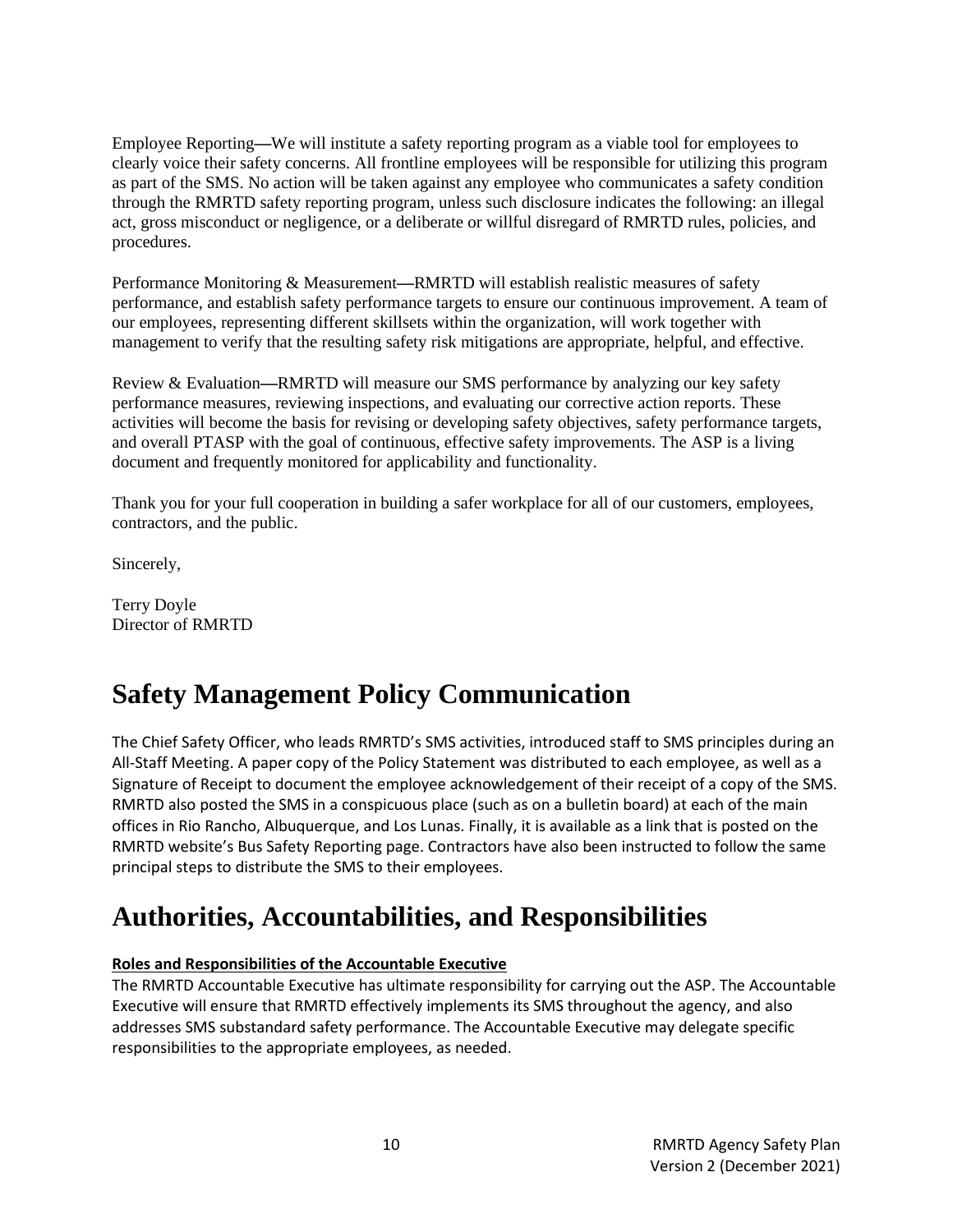Employee Reporting—We will institute a safety reporting program as a viable tool for employees to clearly voice their safety concerns. All frontline employees will be responsible for utilizing this program as part of the SMS. No action will be taken against any employee who communicates a safety condition through the RMRTD safety reporting program, unless such disclosure indicates the following: an illegal act, gross misconduct or negligence, or a deliberate or willful disregard of RMRTD rules, policies, and procedures.

Performance Monitoring & Measurement—RMRTD will establish realistic measures of safety performance, and establish safety performance targets to ensure our continuous improvement. A team of our employees, representing different skillsets within the organization, will work together with management to verify that the resulting safety risk mitigations are appropriate, helpful, and effective.

Review & Evaluation—RMRTD will measure our SMS performance by analyzing our key safety performance measures, reviewing inspections, and evaluating our corrective action reports. These activities will become the basis for revising or developing safety objectives, safety performance targets, and overall PTASP with the goal of continuous, effective safety improvements. The ASP is a living document and frequently monitored for applicability and functionality.

Thank you for your full cooperation in building a safer workplace for all of our customers, employees, contractors, and the public.

Sincerely,

Terry Doyle
Director of RMRTD

# Safety Management Policy Communication

The Chief Safety Officer, who leads RMRTD's SMS activities, introduced staff to SMS principles during an All-Staff Meeting. A paper copy of the Policy Statement was distributed to each employee, as well as a Signature of Receipt to document the employee acknowledgement of their receipt of a copy of the SMS. RMRTD also posted the SMS in a conspicuous place (such as on a bulletin board) at each of the main offices in Rio Rancho, Albuquerque, and Los Lunas. Finally, it is available as a link that is posted on the RMRTD website's Bus Safety Reporting page. Contractors have also been instructed to follow the same principal steps to distribute the SMS to their employees.

# Authorities, Accountabilities, and Responsibilities

**Roles and Responsibilities of the Accountable Executive**

The RMRTD Accountable Executive has ultimate responsibility for carrying out the ASP. The Accountable Executive will ensure that RMRTD effectively implements its SMS throughout the agency, and also addresses SMS substandard safety performance. The Accountable Executive may delegate specific responsibilities to the appropriate employees, as needed.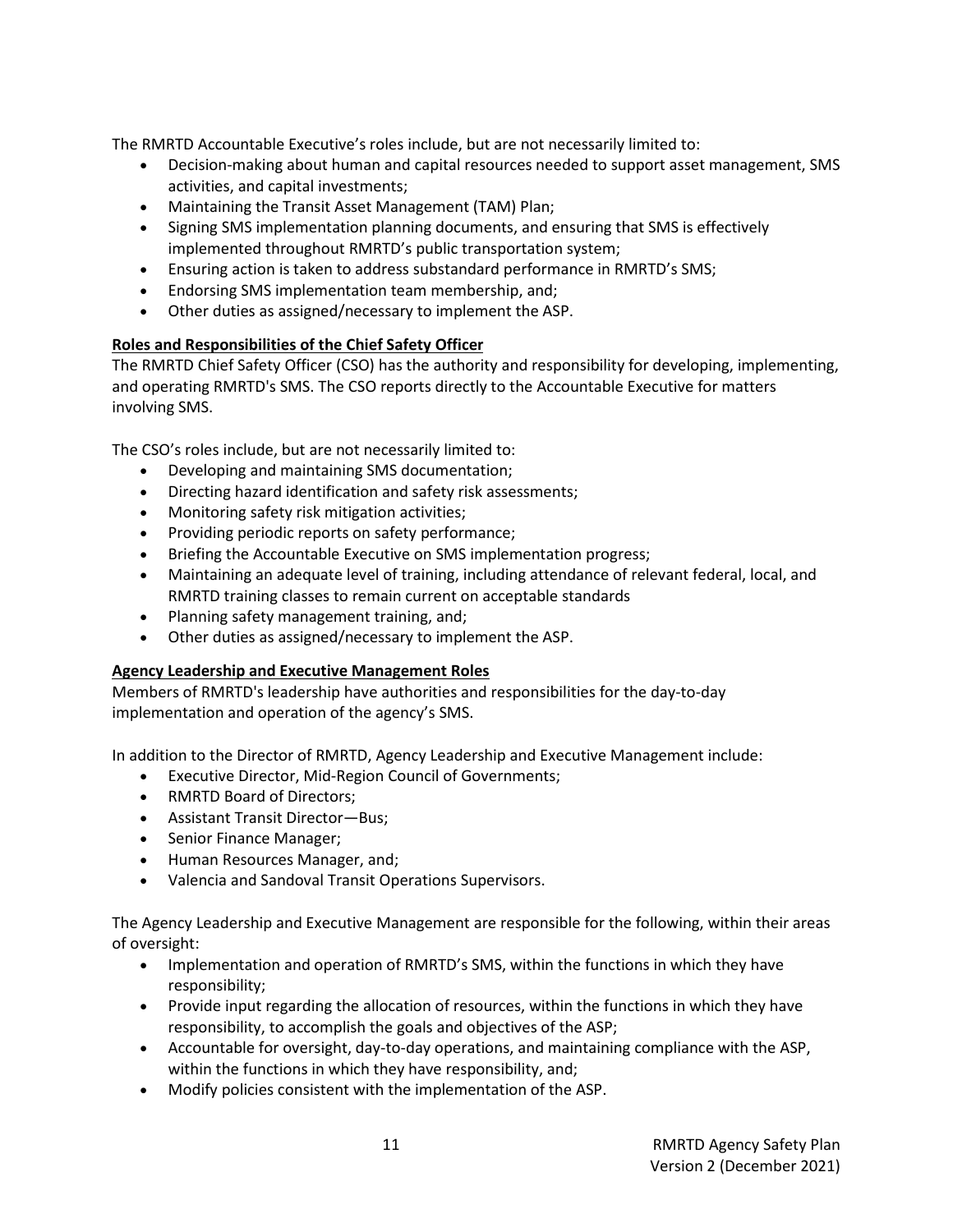The RMRTD Accountable Executive's roles include, but are not necessarily limited to:

- Decision-making about human and capital resources needed to support asset management, SMS activities, and capital investments;
- Maintaining the Transit Asset Management (TAM) Plan;
- Signing SMS implementation planning documents, and ensuring that SMS is effectively implemented throughout RMRTD's public transportation system;
- Ensuring action is taken to address substandard performance in RMRTD's SMS;
- Endorsing SMS implementation team membership, and;
- Other duties as assigned/necessary to implement the ASP.

**Roles and Responsibilities of the Chief Safety Officer**

The RMRTD Chief Safety Officer (CSO) has the authority and responsibility for developing, implementing, and operating RMRTD's SMS. The CSO reports directly to the Accountable Executive for matters involving SMS.

The CSO's roles include, but are not necessarily limited to:

- Developing and maintaining SMS documentation;
- Directing hazard identification and safety risk assessments;
- Monitoring safety risk mitigation activities;
- Providing periodic reports on safety performance;
- Briefing the Accountable Executive on SMS implementation progress;
- Maintaining an adequate level of training, including attendance of relevant federal, local, and RMRTD training classes to remain current on acceptable standards
- Planning safety management training, and;
- Other duties as assigned/necessary to implement the ASP.

**Agency Leadership and Executive Management Roles**

Members of RMRTD's leadership have authorities and responsibilities for the day-to-day implementation and operation of the agency's SMS.

In addition to the Director of RMRTD, Agency Leadership and Executive Management include:

- Executive Director, Mid-Region Council of Governments;
- RMRTD Board of Directors;
- Assistant Transit Director—Bus;
- Senior Finance Manager;
- Human Resources Manager, and;
- Valencia and Sandoval Transit Operations Supervisors.

The Agency Leadership and Executive Management are responsible for the following, within their areas of oversight:

- Implementation and operation of RMRTD's SMS, within the functions in which they have responsibility;
- Provide input regarding the allocation of resources, within the functions in which they have responsibility, to accomplish the goals and objectives of the ASP;
- Accountable for oversight, day-to-day operations, and maintaining compliance with the ASP, within the functions in which they have responsibility, and;
- Modify policies consistent with the implementation of the ASP.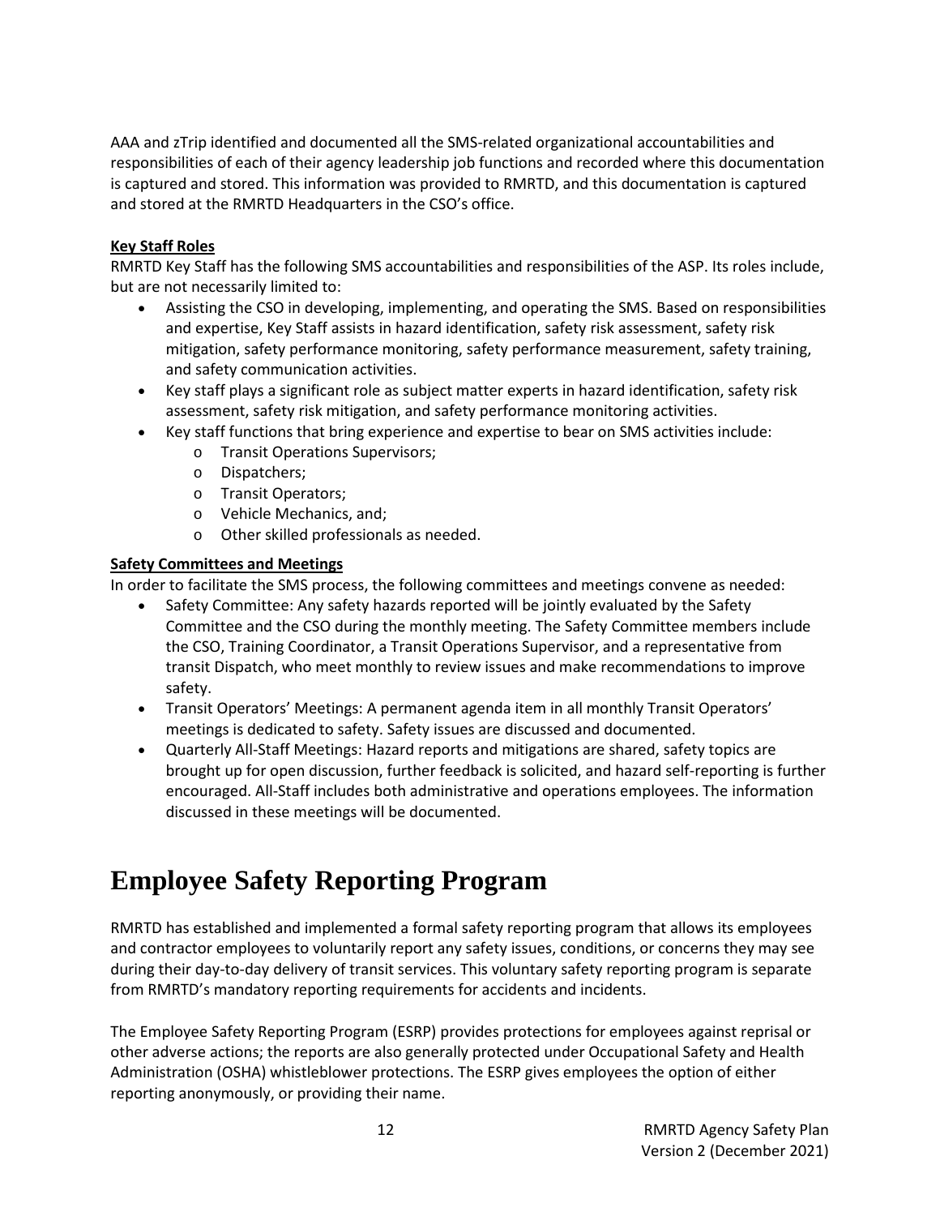AAA and zTrip identified and documented all the SMS-related organizational accountabilities and responsibilities of each of their agency leadership job functions and recorded where this documentation is captured and stored. This information was provided to RMRTD, and this documentation is captured and stored at the RMRTD Headquarters in the CSO's office.

**Key Staff Roles**

RMRTD Key Staff has the following SMS accountabilities and responsibilities of the ASP. Its roles include, but are not necessarily limited to:

- Assisting the CSO in developing, implementing, and operating the SMS. Based on responsibilities and expertise, Key Staff assists in hazard identification, safety risk assessment, safety risk mitigation, safety performance monitoring, safety performance measurement, safety training, and safety communication activities.
- Key staff plays a significant role as subject matter experts in hazard identification, safety risk assessment, safety risk mitigation, and safety performance monitoring activities.
- Key staff functions that bring experience and expertise to bear on SMS activities include:
  - Transit Operations Supervisors;
  - Dispatchers;
  - Transit Operators;
  - Vehicle Mechanics, and;
  - Other skilled professionals as needed.

**Safety Committees and Meetings**

In order to facilitate the SMS process, the following committees and meetings convene as needed:

- Safety Committee: Any safety hazards reported will be jointly evaluated by the Safety Committee and the CSO during the monthly meeting. The Safety Committee members include the CSO, Training Coordinator, a Transit Operations Supervisor, and a representative from transit Dispatch, who meet monthly to review issues and make recommendations to improve safety.
- Transit Operators' Meetings: A permanent agenda item in all monthly Transit Operators' meetings is dedicated to safety. Safety issues are discussed and documented.
- Quarterly All-Staff Meetings: Hazard reports and mitigations are shared, safety topics are brought up for open discussion, further feedback is solicited, and hazard self-reporting is further encouraged. All-Staff includes both administrative and operations employees. The information discussed in these meetings will be documented.

# Employee Safety Reporting Program

RMRTD has established and implemented a formal safety reporting program that allows its employees and contractor employees to voluntarily report any safety issues, conditions, or concerns they may see during their day-to-day delivery of transit services. This voluntary safety reporting program is separate from RMRTD's mandatory reporting requirements for accidents and incidents.

The Employee Safety Reporting Program (ESRP) provides protections for employees against reprisal or other adverse actions; the reports are also generally protected under Occupational Safety and Health Administration (OSHA) whistleblower protections. The ESRP gives employees the option of either reporting anonymously, or providing their name.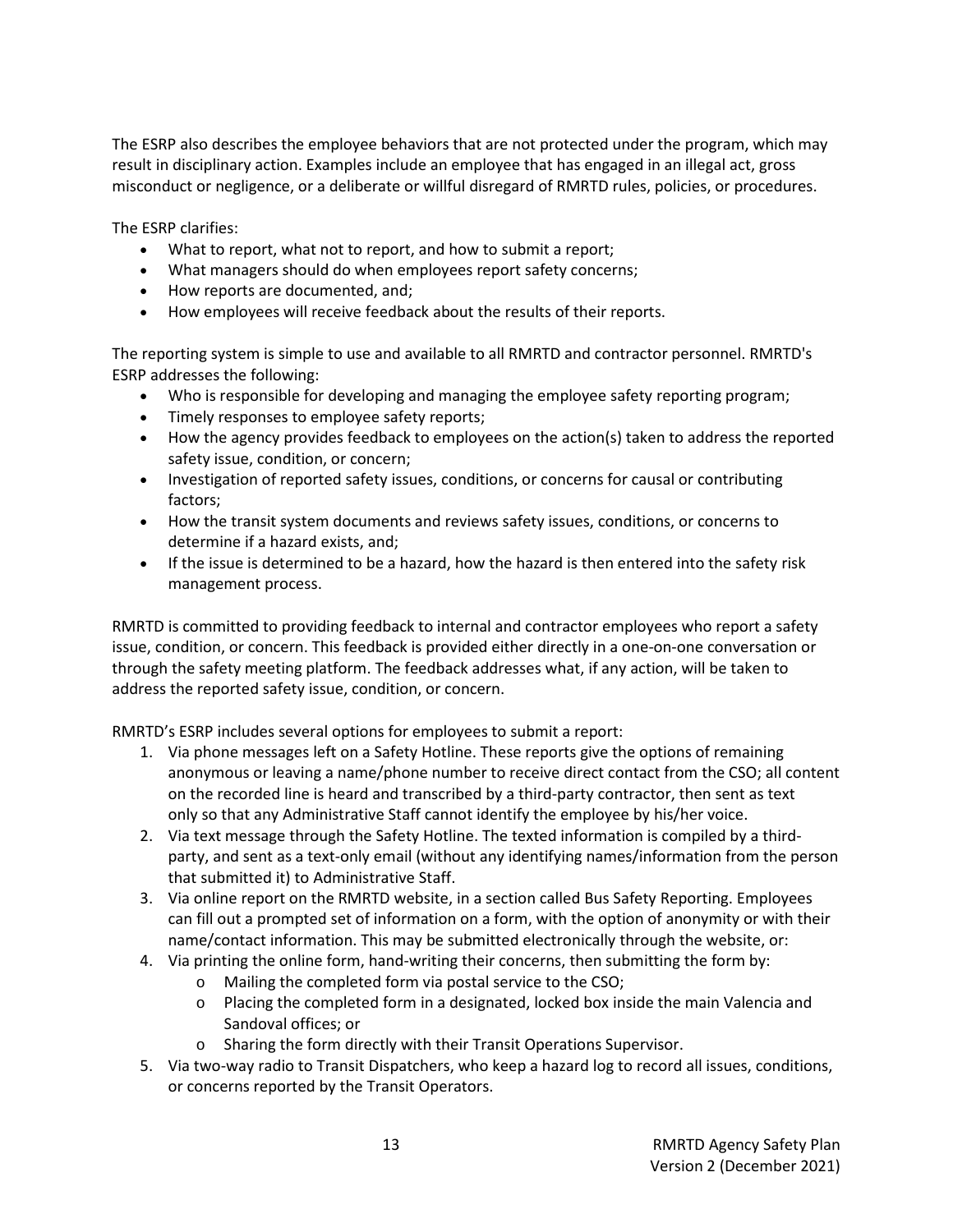The ESRP also describes the employee behaviors that are not protected under the program, which may result in disciplinary action. Examples include an employee that has engaged in an illegal act, gross misconduct or negligence, or a deliberate or willful disregard of RMRTD rules, policies, or procedures.

The ESRP clarifies:

- What to report, what not to report, and how to submit a report;
- What managers should do when employees report safety concerns;
- How reports are documented, and;
- How employees will receive feedback about the results of their reports.

The reporting system is simple to use and available to all RMRTD and contractor personnel. RMRTD's ESRP addresses the following:

- Who is responsible for developing and managing the employee safety reporting program;
- Timely responses to employee safety reports;
- How the agency provides feedback to employees on the action(s) taken to address the reported safety issue, condition, or concern;
- Investigation of reported safety issues, conditions, or concerns for causal or contributing factors;
- How the transit system documents and reviews safety issues, conditions, or concerns to determine if a hazard exists, and;
- If the issue is determined to be a hazard, how the hazard is then entered into the safety risk management process.

RMRTD is committed to providing feedback to internal and contractor employees who report a safety issue, condition, or concern. This feedback is provided either directly in a one-on-one conversation or through the safety meeting platform. The feedback addresses what, if any action, will be taken to address the reported safety issue, condition, or concern.

RMRTD's ESRP includes several options for employees to submit a report:

1. Via phone messages left on a Safety Hotline. These reports give the options of remaining anonymous or leaving a name/phone number to receive direct contact from the CSO; all content on the recorded line is heard and transcribed by a third-party contractor, then sent as text only so that any Administrative Staff cannot identify the employee by his/her voice.
2. Via text message through the Safety Hotline. The texted information is compiled by a third-party, and sent as a text-only email (without any identifying names/information from the person that submitted it) to Administrative Staff.
3. Via online report on the RMRTD website, in a section called Bus Safety Reporting. Employees can fill out a prompted set of information on a form, with the option of anonymity or with their name/contact information. This may be submitted electronically through the website, or:
4. Via printing the online form, hand-writing their concerns, then submitting the form by:
    - Mailing the completed form via postal service to the CSO;
    - Placing the completed form in a designated, locked box inside the main Valencia and Sandoval offices; or
    - Sharing the form directly with their Transit Operations Supervisor.
5. Via two-way radio to Transit Dispatchers, who keep a hazard log to record all issues, conditions, or concerns reported by the Transit Operators.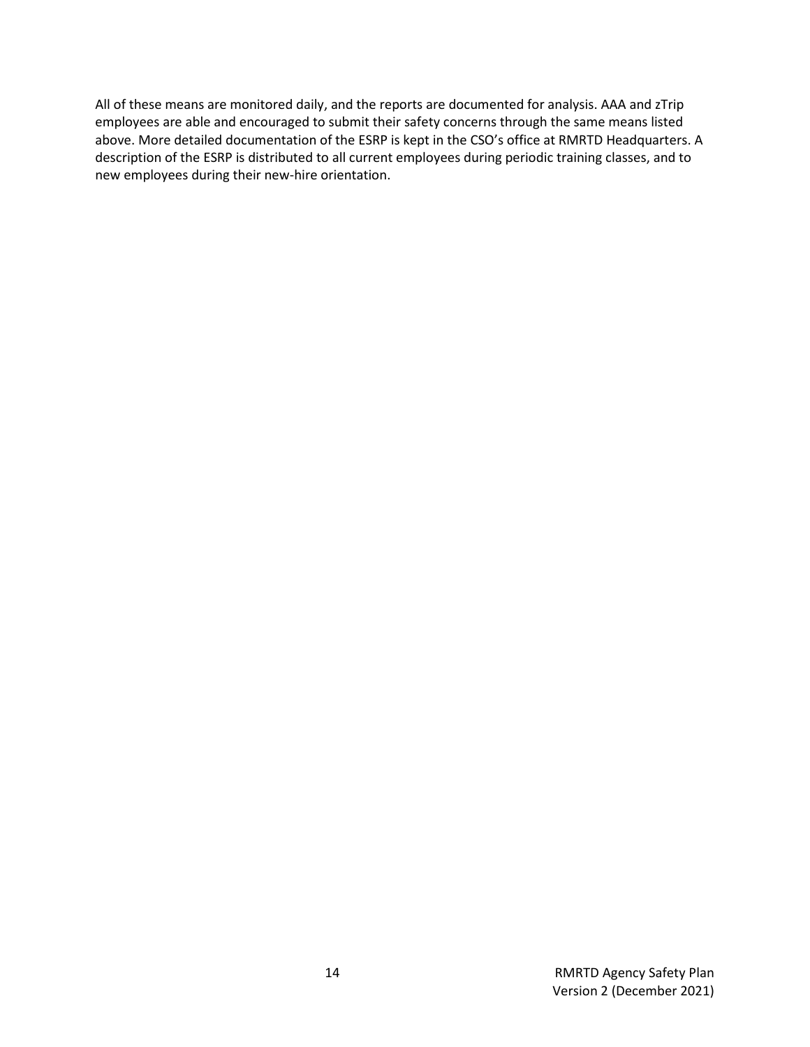All of these means are monitored daily, and the reports are documented for analysis. AAA and zTrip employees are able and encouraged to submit their safety concerns through the same means listed above. More detailed documentation of the ESRP is kept in the CSO's office at RMRTD Headquarters. A description of the ESRP is distributed to all current employees during periodic training classes, and to new employees during their new-hire orientation.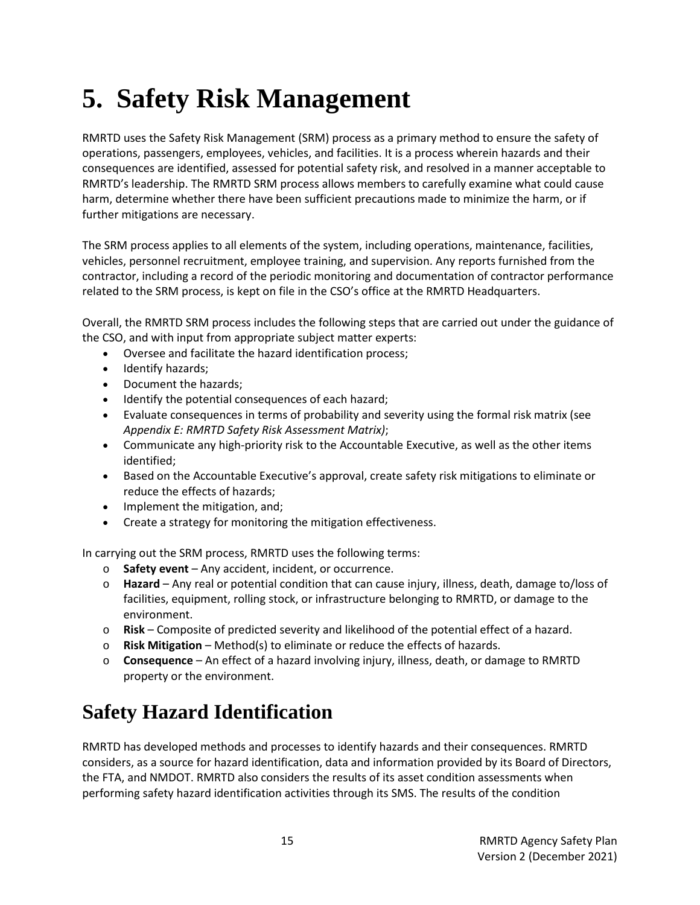# 5. Safety Risk Management

RMRTD uses the Safety Risk Management (SRM) process as a primary method to ensure the safety of operations, passengers, employees, vehicles, and facilities. It is a process wherein hazards and their consequences are identified, assessed for potential safety risk, and resolved in a manner acceptable to RMRTD's leadership. The RMRTD SRM process allows members to carefully examine what could cause harm, determine whether there have been sufficient precautions made to minimize the harm, or if further mitigations are necessary.

The SRM process applies to all elements of the system, including operations, maintenance, facilities, vehicles, personnel recruitment, employee training, and supervision. Any reports furnished from the contractor, including a record of the periodic monitoring and documentation of contractor performance related to the SRM process, is kept on file in the CSO's office at the RMRTD Headquarters.

Overall, the RMRTD SRM process includes the following steps that are carried out under the guidance of the CSO, and with input from appropriate subject matter experts:

- Oversee and facilitate the hazard identification process;
- Identify hazards;
- Document the hazards;
- Identify the potential consequences of each hazard;
- Evaluate consequences in terms of probability and severity using the formal risk matrix (see *Appendix E: RMRTD Safety Risk Assessment Matrix)*;
- Communicate any high-priority risk to the Accountable Executive, as well as the other items identified;
- Based on the Accountable Executive's approval, create safety risk mitigations to eliminate or reduce the effects of hazards;
- Implement the mitigation, and;
- Create a strategy for monitoring the mitigation effectiveness.

In carrying out the SRM process, RMRTD uses the following terms:

- **Safety event** – Any accident, incident, or occurrence.
- **Hazard** – Any real or potential condition that can cause injury, illness, death, damage to/loss of facilities, equipment, rolling stock, or infrastructure belonging to RMRTD, or damage to the environment.
- **Risk** – Composite of predicted severity and likelihood of the potential effect of a hazard.
- **Risk Mitigation** – Method(s) to eliminate or reduce the effects of hazards.
- **Consequence** – An effect of a hazard involving injury, illness, death, or damage to RMRTD property or the environment.

## Safety Hazard Identification

RMRTD has developed methods and processes to identify hazards and their consequences. RMRTD considers, as a source for hazard identification, data and information provided by its Board of Directors, the FTA, and NMDOT. RMRTD also considers the results of its asset condition assessments when performing safety hazard identification activities through its SMS. The results of the condition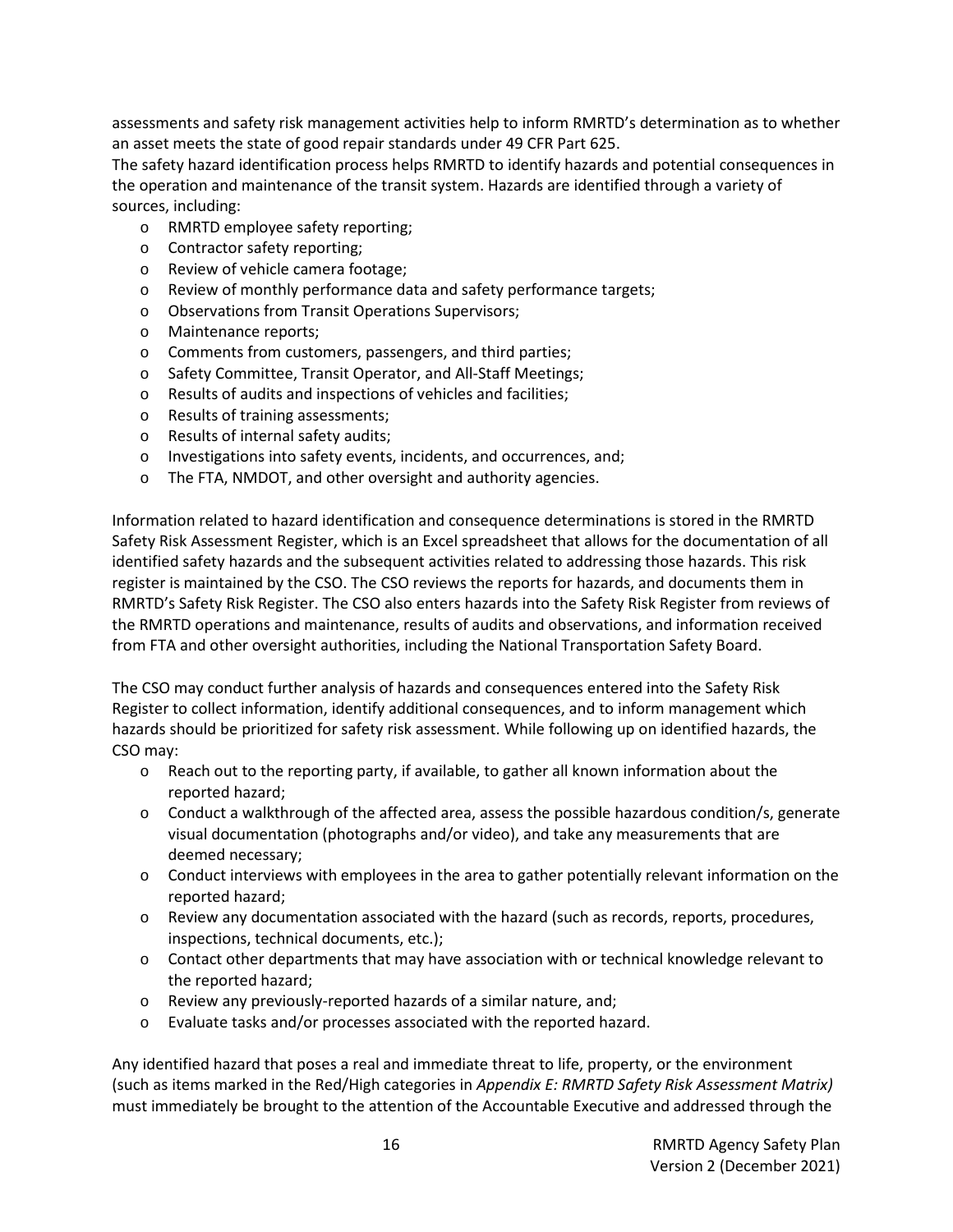assessments and safety risk management activities help to inform RMRTD's determination as to whether an asset meets the state of good repair standards under 49 CFR Part 625.

The safety hazard identification process helps RMRTD to identify hazards and potential consequences in the operation and maintenance of the transit system. Hazards are identified through a variety of sources, including:

- RMRTD employee safety reporting;
- Contractor safety reporting;
- Review of vehicle camera footage;
- Review of monthly performance data and safety performance targets;
- Observations from Transit Operations Supervisors;
- Maintenance reports;
- Comments from customers, passengers, and third parties;
- Safety Committee, Transit Operator, and All-Staff Meetings;
- Results of audits and inspections of vehicles and facilities;
- Results of training assessments;
- Results of internal safety audits;
- Investigations into safety events, incidents, and occurrences, and;
- The FTA, NMDOT, and other oversight and authority agencies.

Information related to hazard identification and consequence determinations is stored in the RMRTD Safety Risk Assessment Register, which is an Excel spreadsheet that allows for the documentation of all identified safety hazards and the subsequent activities related to addressing those hazards. This risk register is maintained by the CSO. The CSO reviews the reports for hazards, and documents them in RMRTD's Safety Risk Register. The CSO also enters hazards into the Safety Risk Register from reviews of the RMRTD operations and maintenance, results of audits and observations, and information received from FTA and other oversight authorities, including the National Transportation Safety Board.

The CSO may conduct further analysis of hazards and consequences entered into the Safety Risk Register to collect information, identify additional consequences, and to inform management which hazards should be prioritized for safety risk assessment. While following up on identified hazards, the CSO may:

- Reach out to the reporting party, if available, to gather all known information about the reported hazard;
- Conduct a walkthrough of the affected area, assess the possible hazardous condition/s, generate visual documentation (photographs and/or video), and take any measurements that are deemed necessary;
- Conduct interviews with employees in the area to gather potentially relevant information on the reported hazard;
- Review any documentation associated with the hazard (such as records, reports, procedures, inspections, technical documents, etc.);
- Contact other departments that may have association with or technical knowledge relevant to the reported hazard;
- Review any previously-reported hazards of a similar nature, and;
- Evaluate tasks and/or processes associated with the reported hazard.

Any identified hazard that poses a real and immediate threat to life, property, or the environment (such as items marked in the Red/High categories in *Appendix E: RMRTD Safety Risk Assessment Matrix)* must immediately be brought to the attention of the Accountable Executive and addressed through the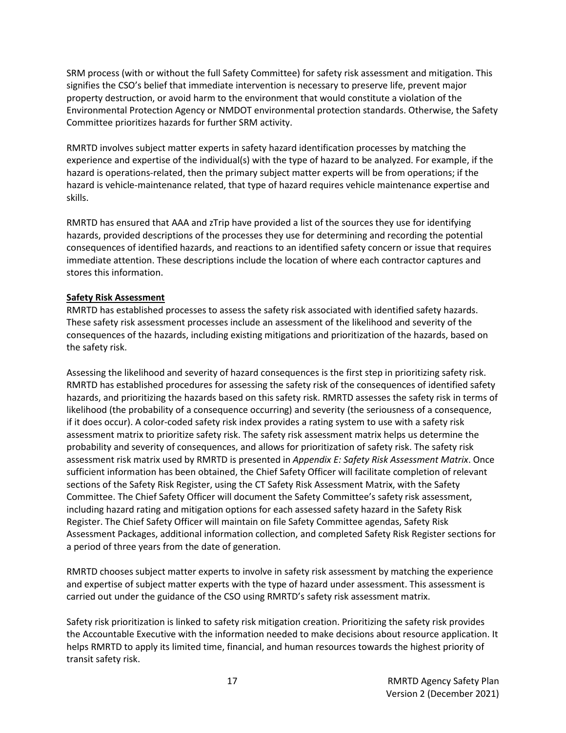SRM process (with or without the full Safety Committee) for safety risk assessment and mitigation. This signifies the CSO's belief that immediate intervention is necessary to preserve life, prevent major property destruction, or avoid harm to the environment that would constitute a violation of the Environmental Protection Agency or NMDOT environmental protection standards. Otherwise, the Safety Committee prioritizes hazards for further SRM activity.

RMRTD involves subject matter experts in safety hazard identification processes by matching the experience and expertise of the individual(s) with the type of hazard to be analyzed. For example, if the hazard is operations-related, then the primary subject matter experts will be from operations; if the hazard is vehicle-maintenance related, that type of hazard requires vehicle maintenance expertise and skills.

RMRTD has ensured that AAA and zTrip have provided a list of the sources they use for identifying hazards, provided descriptions of the processes they use for determining and recording the potential consequences of identified hazards, and reactions to an identified safety concern or issue that requires immediate attention. These descriptions include the location of where each contractor captures and stores this information.

**Safety Risk Assessment**

RMRTD has established processes to assess the safety risk associated with identified safety hazards. These safety risk assessment processes include an assessment of the likelihood and severity of the consequences of the hazards, including existing mitigations and prioritization of the hazards, based on the safety risk.

Assessing the likelihood and severity of hazard consequences is the first step in prioritizing safety risk. RMRTD has established procedures for assessing the safety risk of the consequences of identified safety hazards, and prioritizing the hazards based on this safety risk. RMRTD assesses the safety risk in terms of likelihood (the probability of a consequence occurring) and severity (the seriousness of a consequence, if it does occur). A color-coded safety risk index provides a rating system to use with a safety risk assessment matrix to prioritize safety risk. The safety risk assessment matrix helps us determine the probability and severity of consequences, and allows for prioritization of safety risk. The safety risk assessment risk matrix used by RMRTD is presented in *Appendix E: Safety Risk Assessment Matrix*. Once sufficient information has been obtained, the Chief Safety Officer will facilitate completion of relevant sections of the Safety Risk Register, using the CT Safety Risk Assessment Matrix, with the Safety Committee. The Chief Safety Officer will document the Safety Committee's safety risk assessment, including hazard rating and mitigation options for each assessed safety hazard in the Safety Risk Register. The Chief Safety Officer will maintain on file Safety Committee agendas, Safety Risk Assessment Packages, additional information collection, and completed Safety Risk Register sections for a period of three years from the date of generation.

RMRTD chooses subject matter experts to involve in safety risk assessment by matching the experience and expertise of subject matter experts with the type of hazard under assessment. This assessment is carried out under the guidance of the CSO using RMRTD's safety risk assessment matrix.

Safety risk prioritization is linked to safety risk mitigation creation. Prioritizing the safety risk provides the Accountable Executive with the information needed to make decisions about resource application. It helps RMRTD to apply its limited time, financial, and human resources towards the highest priority of transit safety risk.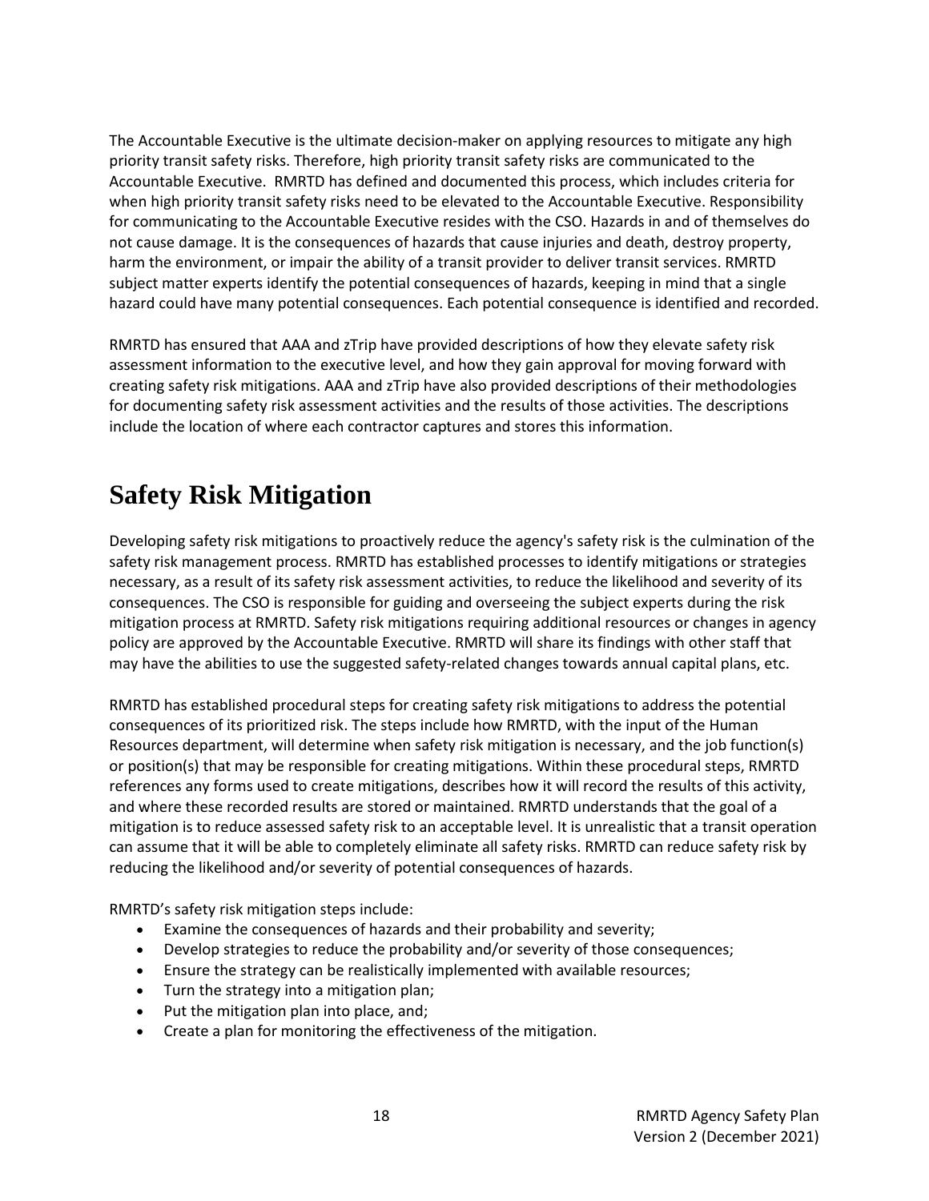The Accountable Executive is the ultimate decision-maker on applying resources to mitigate any high priority transit safety risks. Therefore, high priority transit safety risks are communicated to the Accountable Executive.  RMRTD has defined and documented this process, which includes criteria for when high priority transit safety risks need to be elevated to the Accountable Executive. Responsibility for communicating to the Accountable Executive resides with the CSO. Hazards in and of themselves do not cause damage. It is the consequences of hazards that cause injuries and death, destroy property, harm the environment, or impair the ability of a transit provider to deliver transit services. RMRTD subject matter experts identify the potential consequences of hazards, keeping in mind that a single hazard could have many potential consequences. Each potential consequence is identified and recorded.

RMRTD has ensured that AAA and zTrip have provided descriptions of how they elevate safety risk assessment information to the executive level, and how they gain approval for moving forward with creating safety risk mitigations. AAA and zTrip have also provided descriptions of their methodologies for documenting safety risk assessment activities and the results of those activities. The descriptions include the location of where each contractor captures and stores this information.

# Safety Risk Mitigation

Developing safety risk mitigations to proactively reduce the agency's safety risk is the culmination of the safety risk management process. RMRTD has established processes to identify mitigations or strategies necessary, as a result of its safety risk assessment activities, to reduce the likelihood and severity of its consequences. The CSO is responsible for guiding and overseeing the subject experts during the risk mitigation process at RMRTD. Safety risk mitigations requiring additional resources or changes in agency policy are approved by the Accountable Executive. RMRTD will share its findings with other staff that may have the abilities to use the suggested safety-related changes towards annual capital plans, etc.

RMRTD has established procedural steps for creating safety risk mitigations to address the potential consequences of its prioritized risk. The steps include how RMRTD, with the input of the Human Resources department, will determine when safety risk mitigation is necessary, and the job function(s) or position(s) that may be responsible for creating mitigations. Within these procedural steps, RMRTD references any forms used to create mitigations, describes how it will record the results of this activity, and where these recorded results are stored or maintained. RMRTD understands that the goal of a mitigation is to reduce assessed safety risk to an acceptable level. It is unrealistic that a transit operation can assume that it will be able to completely eliminate all safety risks. RMRTD can reduce safety risk by reducing the likelihood and/or severity of potential consequences of hazards.

RMRTD's safety risk mitigation steps include:

- Examine the consequences of hazards and their probability and severity;
- Develop strategies to reduce the probability and/or severity of those consequences;
- Ensure the strategy can be realistically implemented with available resources;
- Turn the strategy into a mitigation plan;
- Put the mitigation plan into place, and;
- Create a plan for monitoring the effectiveness of the mitigation.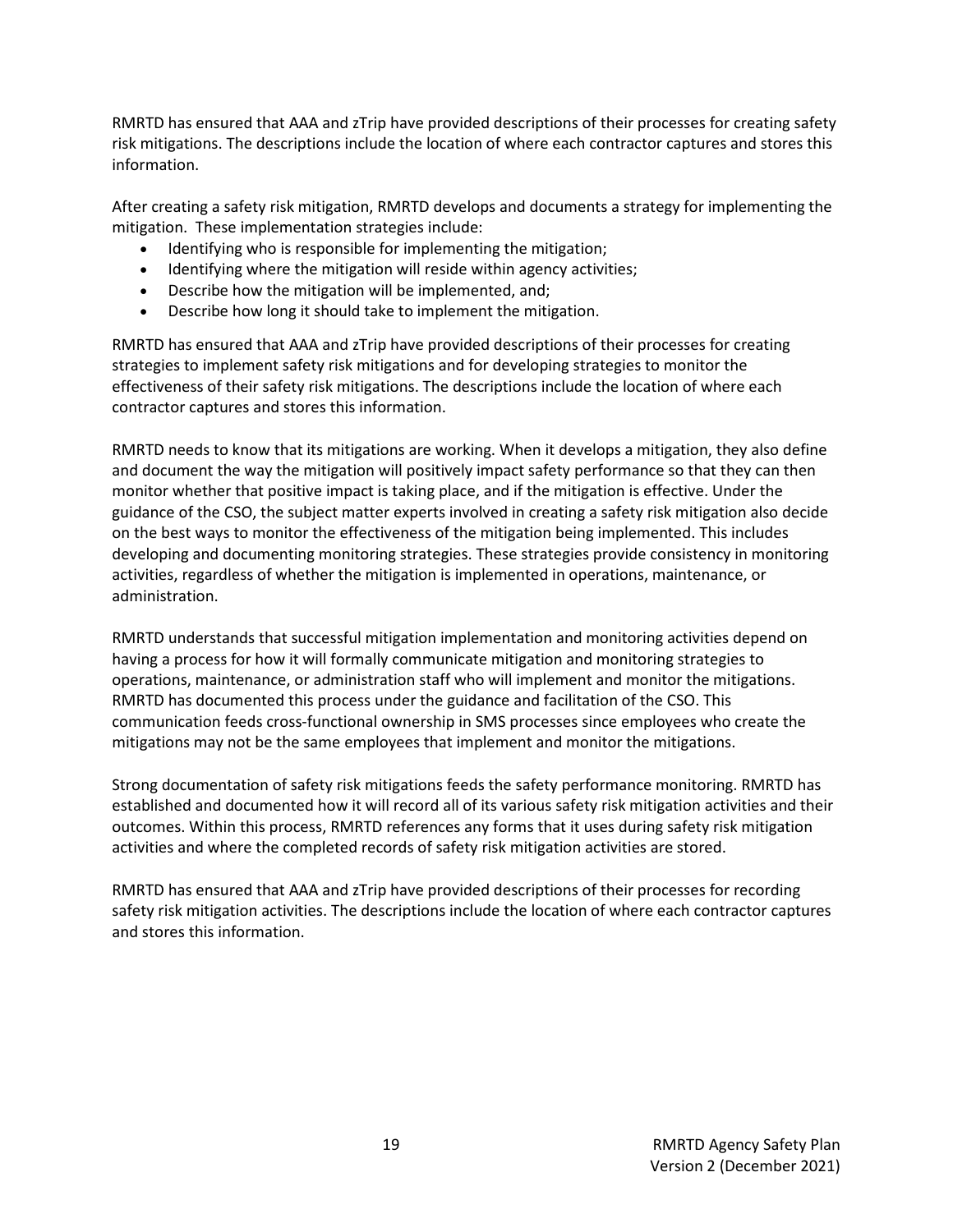RMRTD has ensured that AAA and zTrip have provided descriptions of their processes for creating safety risk mitigations. The descriptions include the location of where each contractor captures and stores this information.

After creating a safety risk mitigation, RMRTD develops and documents a strategy for implementing the mitigation. These implementation strategies include:

- Identifying who is responsible for implementing the mitigation;
- Identifying where the mitigation will reside within agency activities;
- Describe how the mitigation will be implemented, and;
- Describe how long it should take to implement the mitigation.

RMRTD has ensured that AAA and zTrip have provided descriptions of their processes for creating strategies to implement safety risk mitigations and for developing strategies to monitor the effectiveness of their safety risk mitigations. The descriptions include the location of where each contractor captures and stores this information.

RMRTD needs to know that its mitigations are working. When it develops a mitigation, they also define and document the way the mitigation will positively impact safety performance so that they can then monitor whether that positive impact is taking place, and if the mitigation is effective. Under the guidance of the CSO, the subject matter experts involved in creating a safety risk mitigation also decide on the best ways to monitor the effectiveness of the mitigation being implemented. This includes developing and documenting monitoring strategies. These strategies provide consistency in monitoring activities, regardless of whether the mitigation is implemented in operations, maintenance, or administration.

RMRTD understands that successful mitigation implementation and monitoring activities depend on having a process for how it will formally communicate mitigation and monitoring strategies to operations, maintenance, or administration staff who will implement and monitor the mitigations. RMRTD has documented this process under the guidance and facilitation of the CSO. This communication feeds cross-functional ownership in SMS processes since employees who create the mitigations may not be the same employees that implement and monitor the mitigations.

Strong documentation of safety risk mitigations feeds the safety performance monitoring. RMRTD has established and documented how it will record all of its various safety risk mitigation activities and their outcomes. Within this process, RMRTD references any forms that it uses during safety risk mitigation activities and where the completed records of safety risk mitigation activities are stored.

RMRTD has ensured that AAA and zTrip have provided descriptions of their processes for recording safety risk mitigation activities. The descriptions include the location of where each contractor captures and stores this information.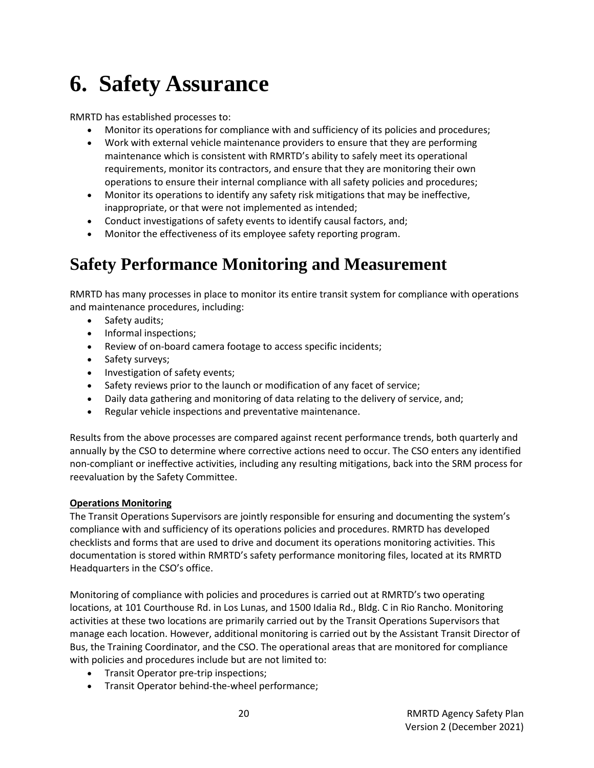# 6. Safety Assurance

RMRTD has established processes to:

- Monitor its operations for compliance with and sufficiency of its policies and procedures;
- Work with external vehicle maintenance providers to ensure that they are performing maintenance which is consistent with RMRTD's ability to safely meet its operational requirements, monitor its contractors, and ensure that they are monitoring their own operations to ensure their internal compliance with all safety policies and procedures;
- Monitor its operations to identify any safety risk mitigations that may be ineffective, inappropriate, or that were not implemented as intended;
- Conduct investigations of safety events to identify causal factors, and;
- Monitor the effectiveness of its employee safety reporting program.

## Safety Performance Monitoring and Measurement

RMRTD has many processes in place to monitor its entire transit system for compliance with operations and maintenance procedures, including:

- Safety audits;
- Informal inspections;
- Review of on-board camera footage to access specific incidents;
- Safety surveys;
- Investigation of safety events;
- Safety reviews prior to the launch or modification of any facet of service;
- Daily data gathering and monitoring of data relating to the delivery of service, and;
- Regular vehicle inspections and preventative maintenance.

Results from the above processes are compared against recent performance trends, both quarterly and annually by the CSO to determine where corrective actions need to occur. The CSO enters any identified non-compliant or ineffective activities, including any resulting mitigations, back into the SRM process for reevaluation by the Safety Committee.

**Operations Monitoring**

The Transit Operations Supervisors are jointly responsible for ensuring and documenting the system's compliance with and sufficiency of its operations policies and procedures. RMRTD has developed checklists and forms that are used to drive and document its operations monitoring activities. This documentation is stored within RMRTD's safety performance monitoring files, located at its RMRTD Headquarters in the CSO's office.

Monitoring of compliance with policies and procedures is carried out at RMRTD's two operating locations, at 101 Courthouse Rd. in Los Lunas, and 1500 Idalia Rd., Bldg. C in Rio Rancho. Monitoring activities at these two locations are primarily carried out by the Transit Operations Supervisors that manage each location. However, additional monitoring is carried out by the Assistant Transit Director of Bus, the Training Coordinator, and the CSO. The operational areas that are monitored for compliance with policies and procedures include but are not limited to:

- Transit Operator pre-trip inspections;
- Transit Operator behind-the-wheel performance;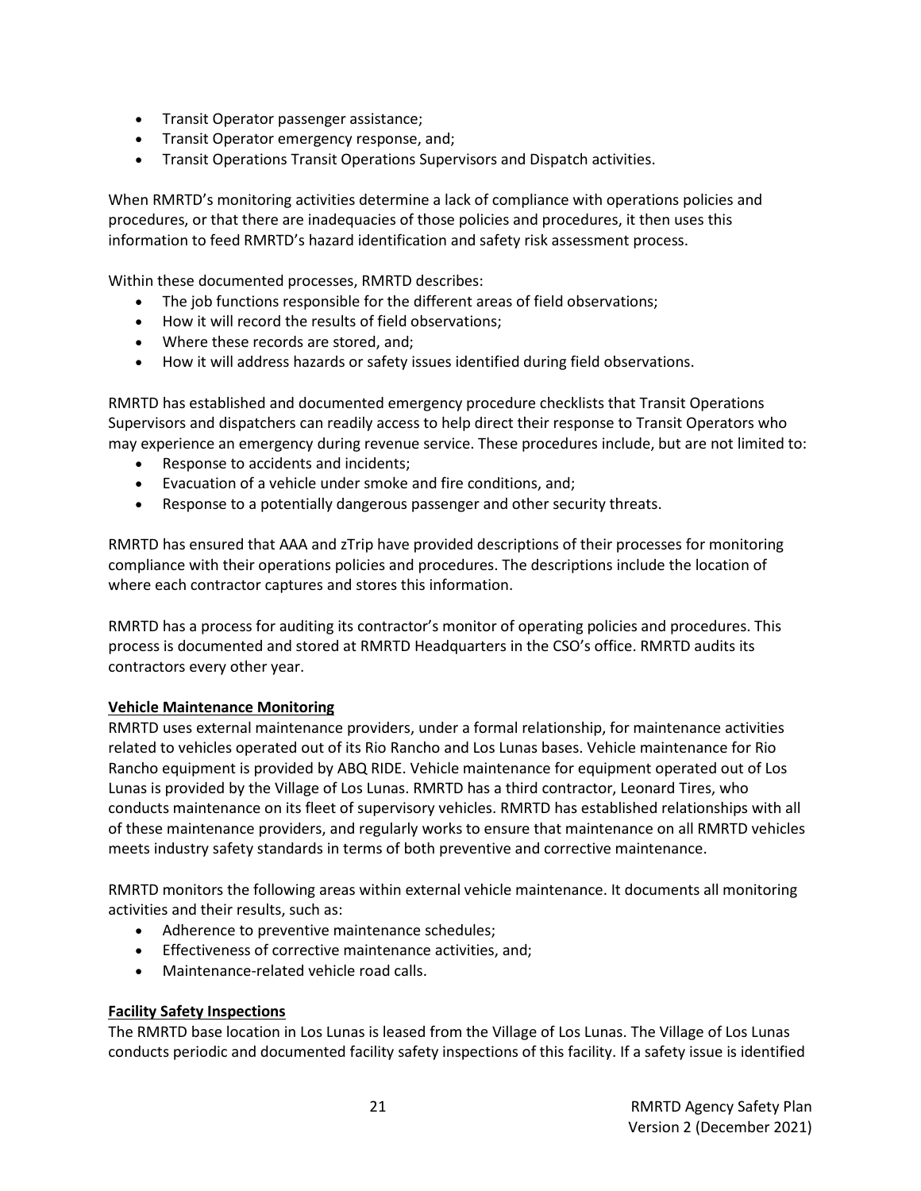- Transit Operator passenger assistance;
- Transit Operator emergency response, and;
- Transit Operations Transit Operations Supervisors and Dispatch activities.

When RMRTD's monitoring activities determine a lack of compliance with operations policies and procedures, or that there are inadequacies of those policies and procedures, it then uses this information to feed RMRTD's hazard identification and safety risk assessment process.

Within these documented processes, RMRTD describes:

- The job functions responsible for the different areas of field observations;
- How it will record the results of field observations;
- Where these records are stored, and;
- How it will address hazards or safety issues identified during field observations.

RMRTD has established and documented emergency procedure checklists that Transit Operations Supervisors and dispatchers can readily access to help direct their response to Transit Operators who may experience an emergency during revenue service. These procedures include, but are not limited to:

- Response to accidents and incidents;
- Evacuation of a vehicle under smoke and fire conditions, and;
- Response to a potentially dangerous passenger and other security threats.

RMRTD has ensured that AAA and zTrip have provided descriptions of their processes for monitoring compliance with their operations policies and procedures. The descriptions include the location of where each contractor captures and stores this information.

RMRTD has a process for auditing its contractor's monitor of operating policies and procedures. This process is documented and stored at RMRTD Headquarters in the CSO's office. RMRTD audits its contractors every other year.

**Vehicle Maintenance Monitoring**

RMRTD uses external maintenance providers, under a formal relationship, for maintenance activities related to vehicles operated out of its Rio Rancho and Los Lunas bases. Vehicle maintenance for Rio Rancho equipment is provided by ABQ RIDE. Vehicle maintenance for equipment operated out of Los Lunas is provided by the Village of Los Lunas. RMRTD has a third contractor, Leonard Tires, who conducts maintenance on its fleet of supervisory vehicles. RMRTD has established relationships with all of these maintenance providers, and regularly works to ensure that maintenance on all RMRTD vehicles meets industry safety standards in terms of both preventive and corrective maintenance.

RMRTD monitors the following areas within external vehicle maintenance. It documents all monitoring activities and their results, such as:

- Adherence to preventive maintenance schedules;
- Effectiveness of corrective maintenance activities, and;
- Maintenance-related vehicle road calls.

**Facility Safety Inspections**

The RMRTD base location in Los Lunas is leased from the Village of Los Lunas. The Village of Los Lunas conducts periodic and documented facility safety inspections of this facility. If a safety issue is identified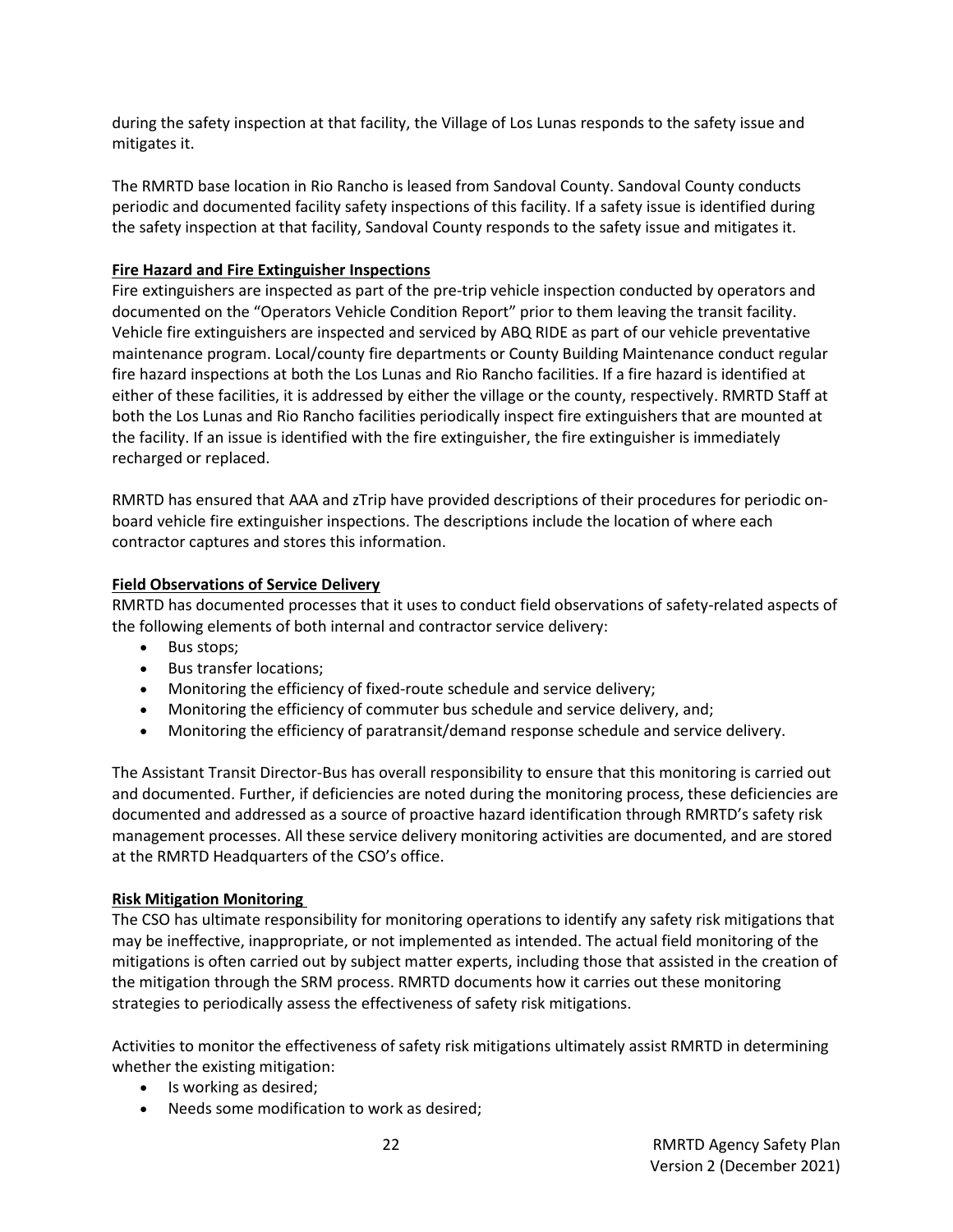during the safety inspection at that facility, the Village of Los Lunas responds to the safety issue and mitigates it.

The RMRTD base location in Rio Rancho is leased from Sandoval County. Sandoval County conducts periodic and documented facility safety inspections of this facility. If a safety issue is identified during the safety inspection at that facility, Sandoval County responds to the safety issue and mitigates it.

**Fire Hazard and Fire Extinguisher Inspections**

Fire extinguishers are inspected as part of the pre-trip vehicle inspection conducted by operators and documented on the "Operators Vehicle Condition Report" prior to them leaving the transit facility. Vehicle fire extinguishers are inspected and serviced by ABQ RIDE as part of our vehicle preventative maintenance program. Local/county fire departments or County Building Maintenance conduct regular fire hazard inspections at both the Los Lunas and Rio Rancho facilities. If a fire hazard is identified at either of these facilities, it is addressed by either the village or the county, respectively. RMRTD Staff at both the Los Lunas and Rio Rancho facilities periodically inspect fire extinguishers that are mounted at the facility. If an issue is identified with the fire extinguisher, the fire extinguisher is immediately recharged or replaced.

RMRTD has ensured that AAA and zTrip have provided descriptions of their procedures for periodic on-board vehicle fire extinguisher inspections. The descriptions include the location of where each contractor captures and stores this information.

**Field Observations of Service Delivery**

RMRTD has documented processes that it uses to conduct field observations of safety-related aspects of the following elements of both internal and contractor service delivery:

- Bus stops;
- Bus transfer locations;
- Monitoring the efficiency of fixed-route schedule and service delivery;
- Monitoring the efficiency of commuter bus schedule and service delivery, and;
- Monitoring the efficiency of paratransit/demand response schedule and service delivery.

The Assistant Transit Director-Bus has overall responsibility to ensure that this monitoring is carried out and documented. Further, if deficiencies are noted during the monitoring process, these deficiencies are documented and addressed as a source of proactive hazard identification through RMRTD's safety risk management processes. All these service delivery monitoring activities are documented, and are stored at the RMRTD Headquarters of the CSO's office.

**Risk Mitigation Monitoring**

The CSO has ultimate responsibility for monitoring operations to identify any safety risk mitigations that may be ineffective, inappropriate, or not implemented as intended. The actual field monitoring of the mitigations is often carried out by subject matter experts, including those that assisted in the creation of the mitigation through the SRM process. RMRTD documents how it carries out these monitoring strategies to periodically assess the effectiveness of safety risk mitigations.

Activities to monitor the effectiveness of safety risk mitigations ultimately assist RMRTD in determining whether the existing mitigation:

- Is working as desired;
- Needs some modification to work as desired;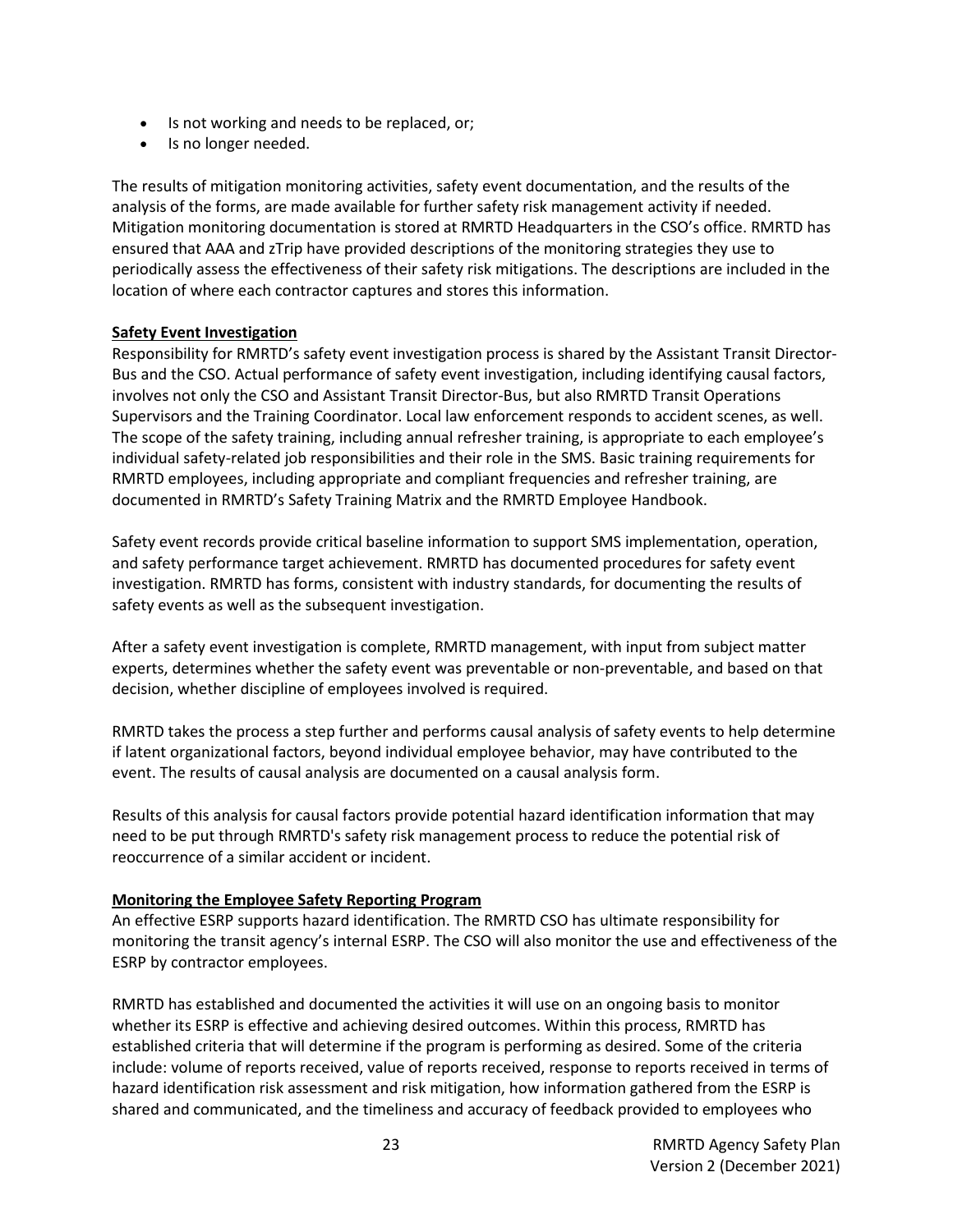- Is not working and needs to be replaced, or;
- Is no longer needed.

The results of mitigation monitoring activities, safety event documentation, and the results of the analysis of the forms, are made available for further safety risk management activity if needed. Mitigation monitoring documentation is stored at RMRTD Headquarters in the CSO's office. RMRTD has ensured that AAA and zTrip have provided descriptions of the monitoring strategies they use to periodically assess the effectiveness of their safety risk mitigations. The descriptions are included in the location of where each contractor captures and stores this information.

**Safety Event Investigation**

Responsibility for RMRTD's safety event investigation process is shared by the Assistant Transit Director-Bus and the CSO. Actual performance of safety event investigation, including identifying causal factors, involves not only the CSO and Assistant Transit Director-Bus, but also RMRTD Transit Operations Supervisors and the Training Coordinator. Local law enforcement responds to accident scenes, as well. The scope of the safety training, including annual refresher training, is appropriate to each employee's individual safety-related job responsibilities and their role in the SMS. Basic training requirements for RMRTD employees, including appropriate and compliant frequencies and refresher training, are documented in RMRTD's Safety Training Matrix and the RMRTD Employee Handbook.

Safety event records provide critical baseline information to support SMS implementation, operation, and safety performance target achievement. RMRTD has documented procedures for safety event investigation. RMRTD has forms, consistent with industry standards, for documenting the results of safety events as well as the subsequent investigation.

After a safety event investigation is complete, RMRTD management, with input from subject matter experts, determines whether the safety event was preventable or non-preventable, and based on that decision, whether discipline of employees involved is required.

RMRTD takes the process a step further and performs causal analysis of safety events to help determine if latent organizational factors, beyond individual employee behavior, may have contributed to the event. The results of causal analysis are documented on a causal analysis form.

Results of this analysis for causal factors provide potential hazard identification information that may need to be put through RMRTD's safety risk management process to reduce the potential risk of reoccurrence of a similar accident or incident.

**Monitoring the Employee Safety Reporting Program**

An effective ESRP supports hazard identification. The RMRTD CSO has ultimate responsibility for monitoring the transit agency's internal ESRP. The CSO will also monitor the use and effectiveness of the ESRP by contractor employees.

RMRTD has established and documented the activities it will use on an ongoing basis to monitor whether its ESRP is effective and achieving desired outcomes. Within this process, RMRTD has established criteria that will determine if the program is performing as desired. Some of the criteria include: volume of reports received, value of reports received, response to reports received in terms of hazard identification risk assessment and risk mitigation, how information gathered from the ESRP is shared and communicated, and the timeliness and accuracy of feedback provided to employees who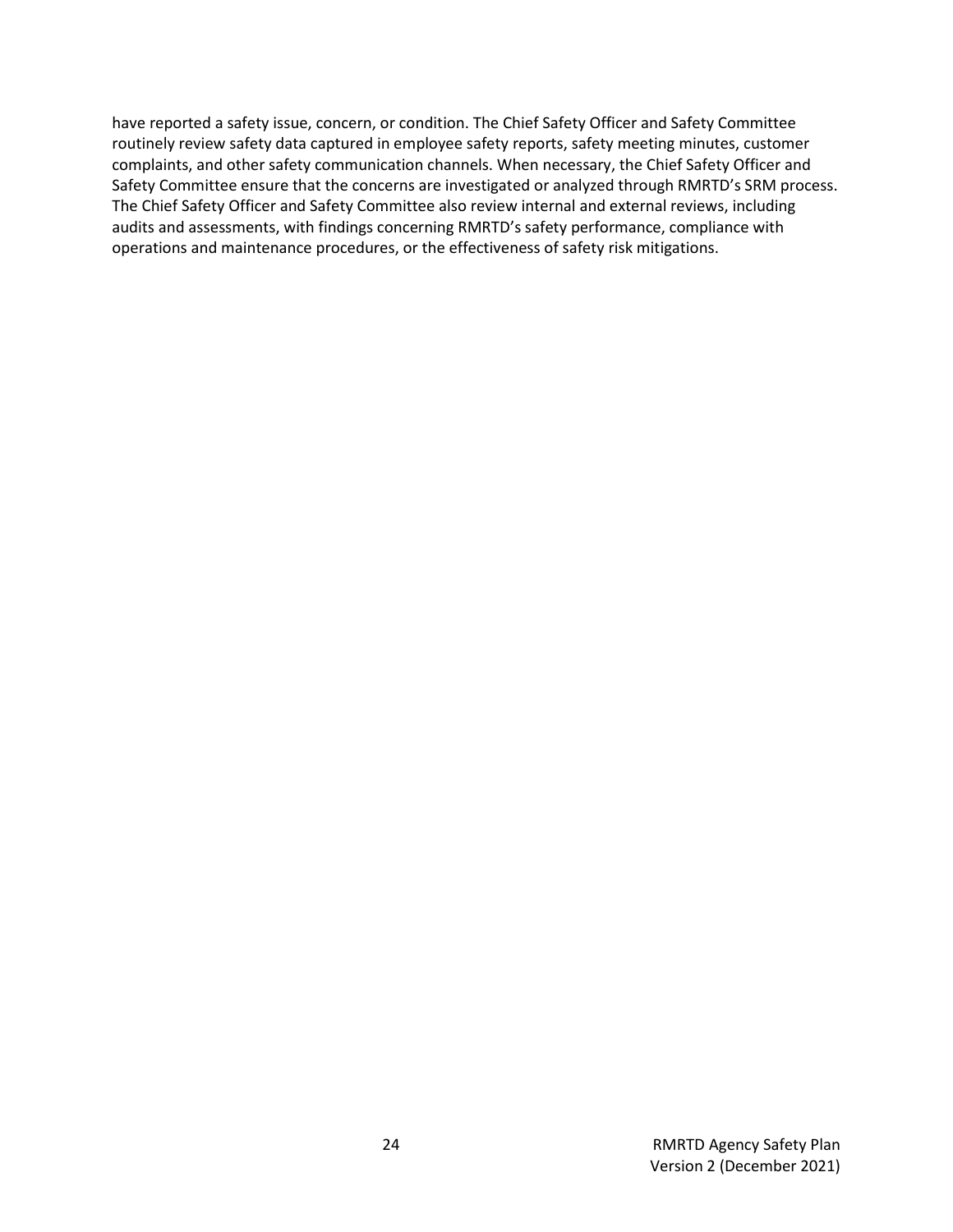have reported a safety issue, concern, or condition. The Chief Safety Officer and Safety Committee routinely review safety data captured in employee safety reports, safety meeting minutes, customer complaints, and other safety communication channels. When necessary, the Chief Safety Officer and Safety Committee ensure that the concerns are investigated or analyzed through RMRTD's SRM process. The Chief Safety Officer and Safety Committee also review internal and external reviews, including audits and assessments, with findings concerning RMRTD's safety performance, compliance with operations and maintenance procedures, or the effectiveness of safety risk mitigations.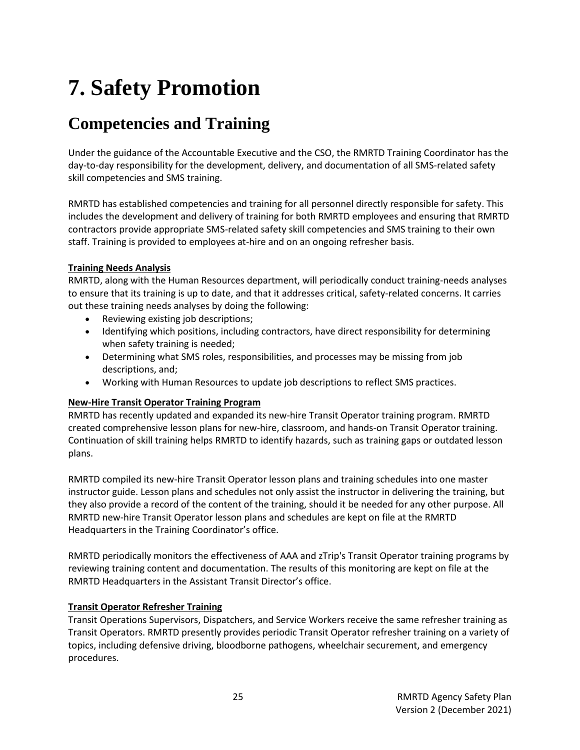# 7. Safety Promotion

## Competencies and Training

Under the guidance of the Accountable Executive and the CSO, the RMRTD Training Coordinator has the day-to-day responsibility for the development, delivery, and documentation of all SMS-related safety skill competencies and SMS training.

RMRTD has established competencies and training for all personnel directly responsible for safety. This includes the development and delivery of training for both RMRTD employees and ensuring that RMRTD contractors provide appropriate SMS-related safety skill competencies and SMS training to their own staff. Training is provided to employees at-hire and on an ongoing refresher basis.

**Training Needs Analysis**

RMRTD, along with the Human Resources department, will periodically conduct training-needs analyses to ensure that its training is up to date, and that it addresses critical, safety-related concerns. It carries out these training needs analyses by doing the following:

- Reviewing existing job descriptions;
- Identifying which positions, including contractors, have direct responsibility for determining when safety training is needed;
- Determining what SMS roles, responsibilities, and processes may be missing from job descriptions, and;
- Working with Human Resources to update job descriptions to reflect SMS practices.

**New-Hire Transit Operator Training Program**

RMRTD has recently updated and expanded its new-hire Transit Operator training program. RMRTD created comprehensive lesson plans for new-hire, classroom, and hands-on Transit Operator training. Continuation of skill training helps RMRTD to identify hazards, such as training gaps or outdated lesson plans.

RMRTD compiled its new-hire Transit Operator lesson plans and training schedules into one master instructor guide. Lesson plans and schedules not only assist the instructor in delivering the training, but they also provide a record of the content of the training, should it be needed for any other purpose. All RMRTD new-hire Transit Operator lesson plans and schedules are kept on file at the RMRTD Headquarters in the Training Coordinator's office.

RMRTD periodically monitors the effectiveness of AAA and zTrip's Transit Operator training programs by reviewing training content and documentation. The results of this monitoring are kept on file at the RMRTD Headquarters in the Assistant Transit Director's office.

**Transit Operator Refresher Training**

Transit Operations Supervisors, Dispatchers, and Service Workers receive the same refresher training as Transit Operators. RMRTD presently provides periodic Transit Operator refresher training on a variety of topics, including defensive driving, bloodborne pathogens, wheelchair securement, and emergency procedures.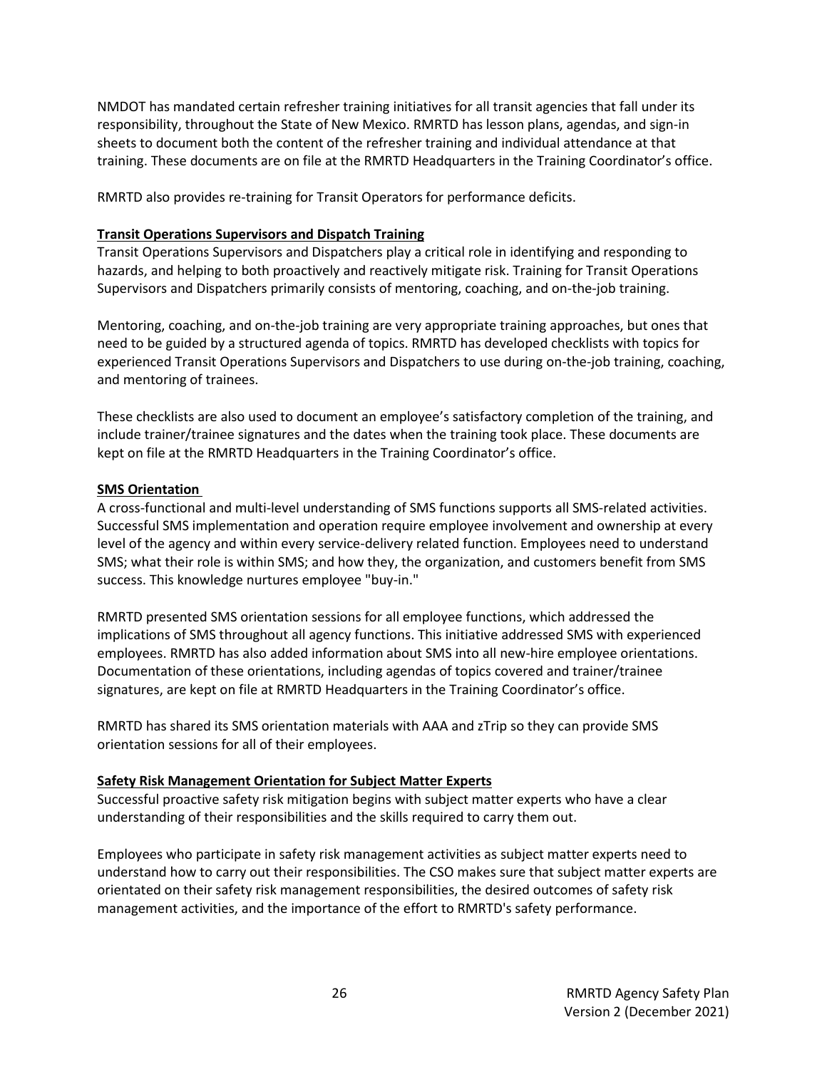NMDOT has mandated certain refresher training initiatives for all transit agencies that fall under its responsibility, throughout the State of New Mexico. RMRTD has lesson plans, agendas, and sign-in sheets to document both the content of the refresher training and individual attendance at that training. These documents are on file at the RMRTD Headquarters in the Training Coordinator's office.

RMRTD also provides re-training for Transit Operators for performance deficits.

**Transit Operations Supervisors and Dispatch Training**

Transit Operations Supervisors and Dispatchers play a critical role in identifying and responding to hazards, and helping to both proactively and reactively mitigate risk. Training for Transit Operations Supervisors and Dispatchers primarily consists of mentoring, coaching, and on-the-job training.

Mentoring, coaching, and on-the-job training are very appropriate training approaches, but ones that need to be guided by a structured agenda of topics. RMRTD has developed checklists with topics for experienced Transit Operations Supervisors and Dispatchers to use during on-the-job training, coaching, and mentoring of trainees.

These checklists are also used to document an employee's satisfactory completion of the training, and include trainer/trainee signatures and the dates when the training took place. These documents are kept on file at the RMRTD Headquarters in the Training Coordinator's office.

**SMS Orientation**

A cross-functional and multi-level understanding of SMS functions supports all SMS-related activities. Successful SMS implementation and operation require employee involvement and ownership at every level of the agency and within every service-delivery related function. Employees need to understand SMS; what their role is within SMS; and how they, the organization, and customers benefit from SMS success. This knowledge nurtures employee "buy-in."

RMRTD presented SMS orientation sessions for all employee functions, which addressed the implications of SMS throughout all agency functions. This initiative addressed SMS with experienced employees. RMRTD has also added information about SMS into all new-hire employee orientations. Documentation of these orientations, including agendas of topics covered and trainer/trainee signatures, are kept on file at RMRTD Headquarters in the Training Coordinator's office.

RMRTD has shared its SMS orientation materials with AAA and zTrip so they can provide SMS orientation sessions for all of their employees.

**Safety Risk Management Orientation for Subject Matter Experts**

Successful proactive safety risk mitigation begins with subject matter experts who have a clear understanding of their responsibilities and the skills required to carry them out.

Employees who participate in safety risk management activities as subject matter experts need to understand how to carry out their responsibilities. The CSO makes sure that subject matter experts are orientated on their safety risk management responsibilities, the desired outcomes of safety risk management activities, and the importance of the effort to RMRTD's safety performance.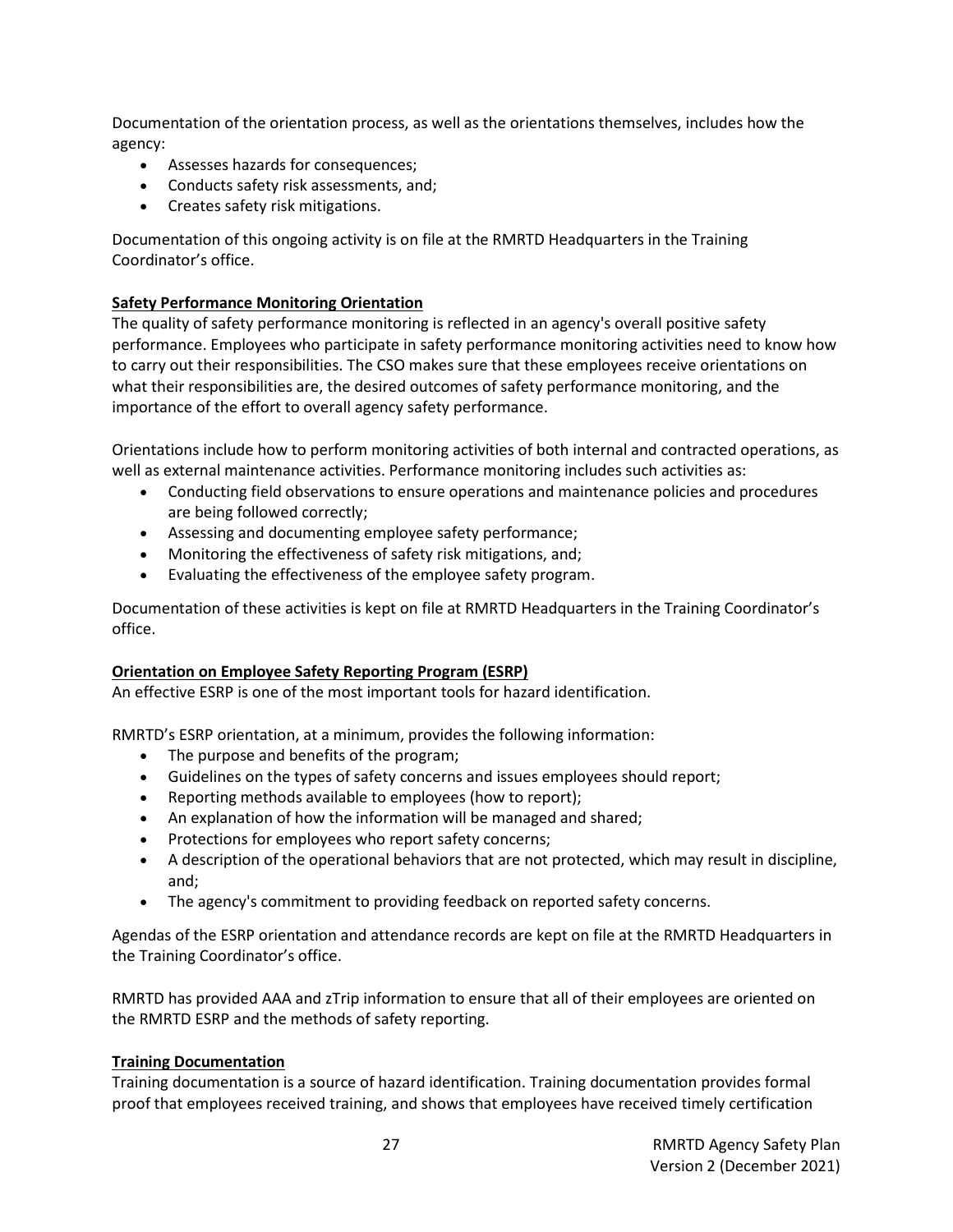Documentation of the orientation process, as well as the orientations themselves, includes how the agency:

- Assesses hazards for consequences;
- Conducts safety risk assessments, and;
- Creates safety risk mitigations.

Documentation of this ongoing activity is on file at the RMRTD Headquarters in the Training Coordinator's office.

**Safety Performance Monitoring Orientation**

The quality of safety performance monitoring is reflected in an agency's overall positive safety performance. Employees who participate in safety performance monitoring activities need to know how to carry out their responsibilities. The CSO makes sure that these employees receive orientations on what their responsibilities are, the desired outcomes of safety performance monitoring, and the importance of the effort to overall agency safety performance.

Orientations include how to perform monitoring activities of both internal and contracted operations, as well as external maintenance activities. Performance monitoring includes such activities as:

- Conducting field observations to ensure operations and maintenance policies and procedures are being followed correctly;
- Assessing and documenting employee safety performance;
- Monitoring the effectiveness of safety risk mitigations, and;
- Evaluating the effectiveness of the employee safety program.

Documentation of these activities is kept on file at RMRTD Headquarters in the Training Coordinator's office.

**Orientation on Employee Safety Reporting Program (ESRP)**

An effective ESRP is one of the most important tools for hazard identification.

RMRTD's ESRP orientation, at a minimum, provides the following information:

- The purpose and benefits of the program;
- Guidelines on the types of safety concerns and issues employees should report;
- Reporting methods available to employees (how to report);
- An explanation of how the information will be managed and shared;
- Protections for employees who report safety concerns;
- A description of the operational behaviors that are not protected, which may result in discipline, and;
- The agency's commitment to providing feedback on reported safety concerns.

Agendas of the ESRP orientation and attendance records are kept on file at the RMRTD Headquarters in the Training Coordinator's office.

RMRTD has provided AAA and zTrip information to ensure that all of their employees are oriented on the RMRTD ESRP and the methods of safety reporting.

**Training Documentation**

Training documentation is a source of hazard identification. Training documentation provides formal proof that employees received training, and shows that employees have received timely certification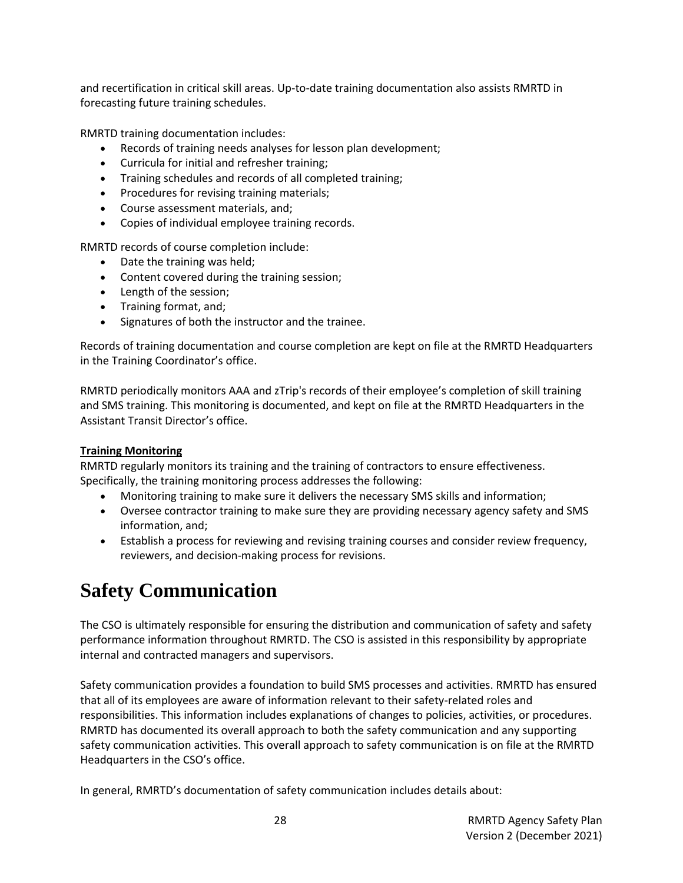and recertification in critical skill areas. Up-to-date training documentation also assists RMRTD in forecasting future training schedules.

RMRTD training documentation includes:

- Records of training needs analyses for lesson plan development;
- Curricula for initial and refresher training;
- Training schedules and records of all completed training;
- Procedures for revising training materials;
- Course assessment materials, and;
- Copies of individual employee training records.

RMRTD records of course completion include:

- Date the training was held;
- Content covered during the training session;
- Length of the session;
- Training format, and;
- Signatures of both the instructor and the trainee.

Records of training documentation and course completion are kept on file at the RMRTD Headquarters in the Training Coordinator's office.

RMRTD periodically monitors AAA and zTrip's records of their employee's completion of skill training and SMS training. This monitoring is documented, and kept on file at the RMRTD Headquarters in the Assistant Transit Director's office.

**Training Monitoring**

RMRTD regularly monitors its training and the training of contractors to ensure effectiveness. Specifically, the training monitoring process addresses the following:

- Monitoring training to make sure it delivers the necessary SMS skills and information;
- Oversee contractor training to make sure they are providing necessary agency safety and SMS information, and;
- Establish a process for reviewing and revising training courses and consider review frequency, reviewers, and decision-making process for revisions.

# Safety Communication

The CSO is ultimately responsible for ensuring the distribution and communication of safety and safety performance information throughout RMRTD. The CSO is assisted in this responsibility by appropriate internal and contracted managers and supervisors.

Safety communication provides a foundation to build SMS processes and activities. RMRTD has ensured that all of its employees are aware of information relevant to their safety-related roles and responsibilities. This information includes explanations of changes to policies, activities, or procedures. RMRTD has documented its overall approach to both the safety communication and any supporting safety communication activities. This overall approach to safety communication is on file at the RMRTD Headquarters in the CSO's office.

In general, RMRTD's documentation of safety communication includes details about: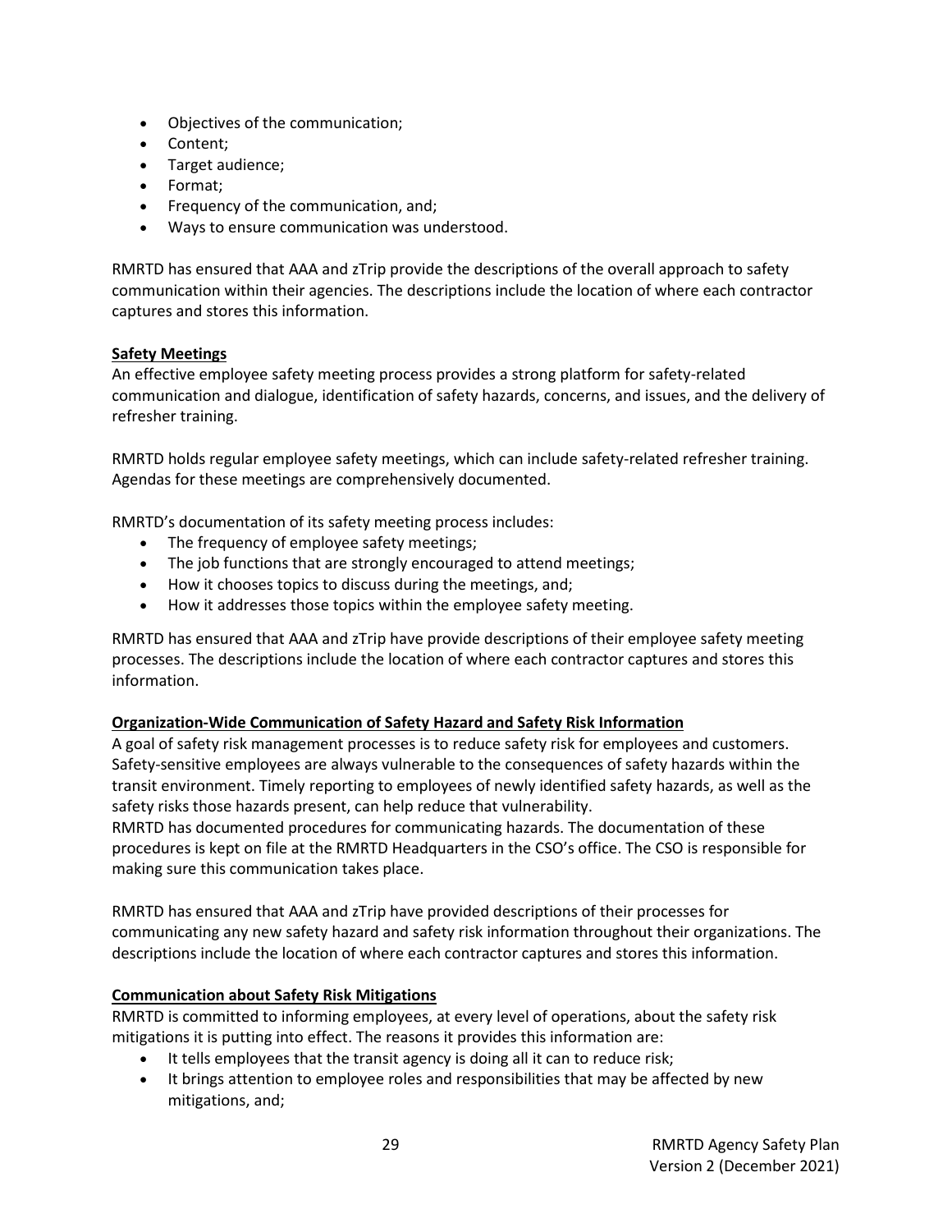- Objectives of the communication;
- Content;
- Target audience;
- Format;
- Frequency of the communication, and;
- Ways to ensure communication was understood.

RMRTD has ensured that AAA and zTrip provide the descriptions of the overall approach to safety communication within their agencies. The descriptions include the location of where each contractor captures and stores this information.

**Safety Meetings**

An effective employee safety meeting process provides a strong platform for safety-related communication and dialogue, identification of safety hazards, concerns, and issues, and the delivery of refresher training.

RMRTD holds regular employee safety meetings, which can include safety-related refresher training. Agendas for these meetings are comprehensively documented.

RMRTD's documentation of its safety meeting process includes:

- The frequency of employee safety meetings;
- The job functions that are strongly encouraged to attend meetings;
- How it chooses topics to discuss during the meetings, and;
- How it addresses those topics within the employee safety meeting.

RMRTD has ensured that AAA and zTrip have provide descriptions of their employee safety meeting processes. The descriptions include the location of where each contractor captures and stores this information.

**Organization-Wide Communication of Safety Hazard and Safety Risk Information**

A goal of safety risk management processes is to reduce safety risk for employees and customers. Safety-sensitive employees are always vulnerable to the consequences of safety hazards within the transit environment. Timely reporting to employees of newly identified safety hazards, as well as the safety risks those hazards present, can help reduce that vulnerability.

RMRTD has documented procedures for communicating hazards. The documentation of these procedures is kept on file at the RMRTD Headquarters in the CSO's office. The CSO is responsible for making sure this communication takes place.

RMRTD has ensured that AAA and zTrip have provided descriptions of their processes for communicating any new safety hazard and safety risk information throughout their organizations. The descriptions include the location of where each contractor captures and stores this information.

**Communication about Safety Risk Mitigations**

RMRTD is committed to informing employees, at every level of operations, about the safety risk mitigations it is putting into effect. The reasons it provides this information are:

- It tells employees that the transit agency is doing all it can to reduce risk;
- It brings attention to employee roles and responsibilities that may be affected by new mitigations, and;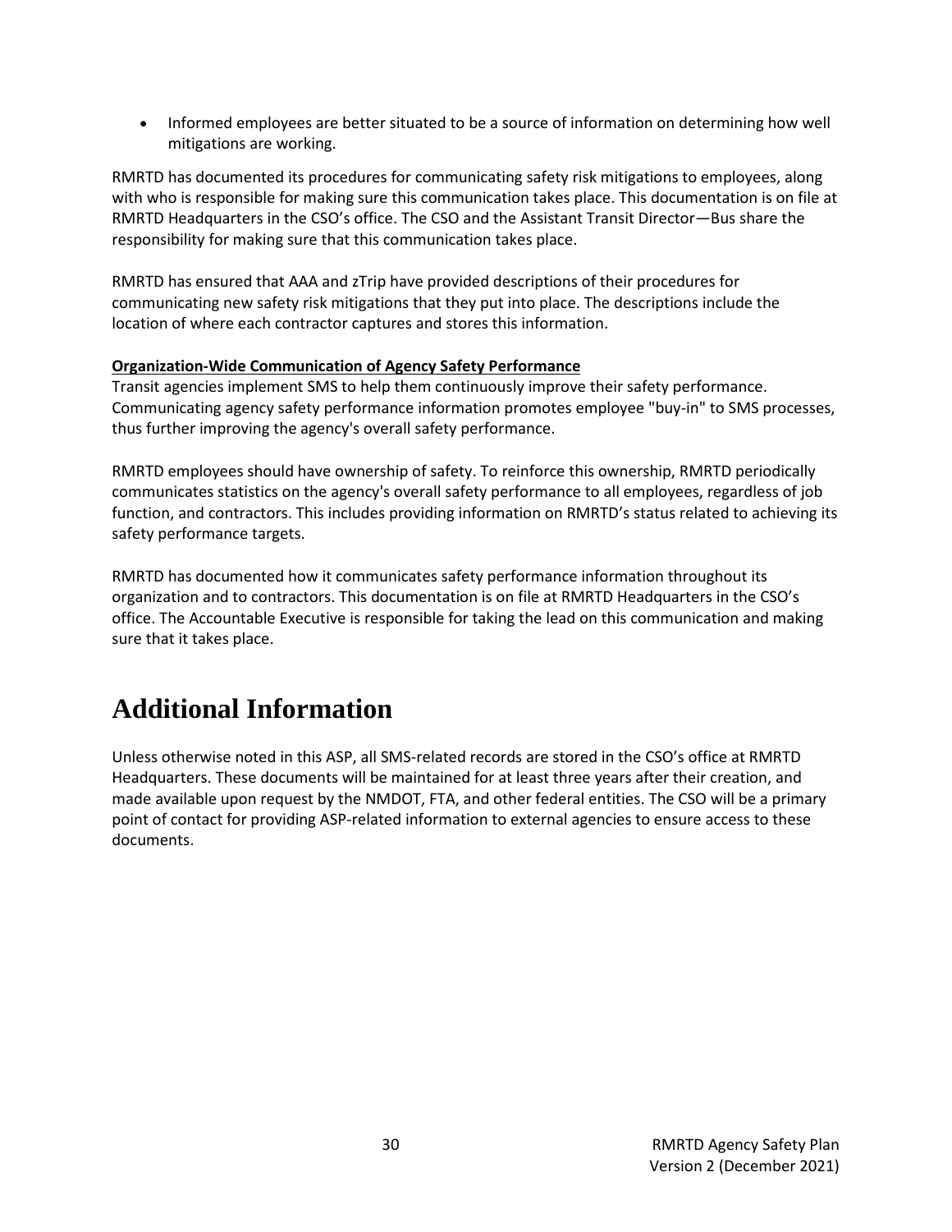- Informed employees are better situated to be a source of information on determining how well mitigations are working.

RMRTD has documented its procedures for communicating safety risk mitigations to employees, along with who is responsible for making sure this communication takes place. This documentation is on file at RMRTD Headquarters in the CSO's office. The CSO and the Assistant Transit Director—Bus share the responsibility for making sure that this communication takes place.

RMRTD has ensured that AAA and zTrip have provided descriptions of their procedures for communicating new safety risk mitigations that they put into place. The descriptions include the location of where each contractor captures and stores this information.

**Organization-Wide Communication of Agency Safety Performance**

Transit agencies implement SMS to help them continuously improve their safety performance. Communicating agency safety performance information promotes employee "buy-in" to SMS processes, thus further improving the agency's overall safety performance.

RMRTD employees should have ownership of safety. To reinforce this ownership, RMRTD periodically communicates statistics on the agency's overall safety performance to all employees, regardless of job function, and contractors. This includes providing information on RMRTD's status related to achieving its safety performance targets.

RMRTD has documented how it communicates safety performance information throughout its organization and to contractors. This documentation is on file at RMRTD Headquarters in the CSO's office. The Accountable Executive is responsible for taking the lead on this communication and making sure that it takes place.

# Additional Information

Unless otherwise noted in this ASP, all SMS-related records are stored in the CSO's office at RMRTD Headquarters. These documents will be maintained for at least three years after their creation, and made available upon request by the NMDOT, FTA, and other federal entities. The CSO will be a primary point of contact for providing ASP-related information to external agencies to ensure access to these documents.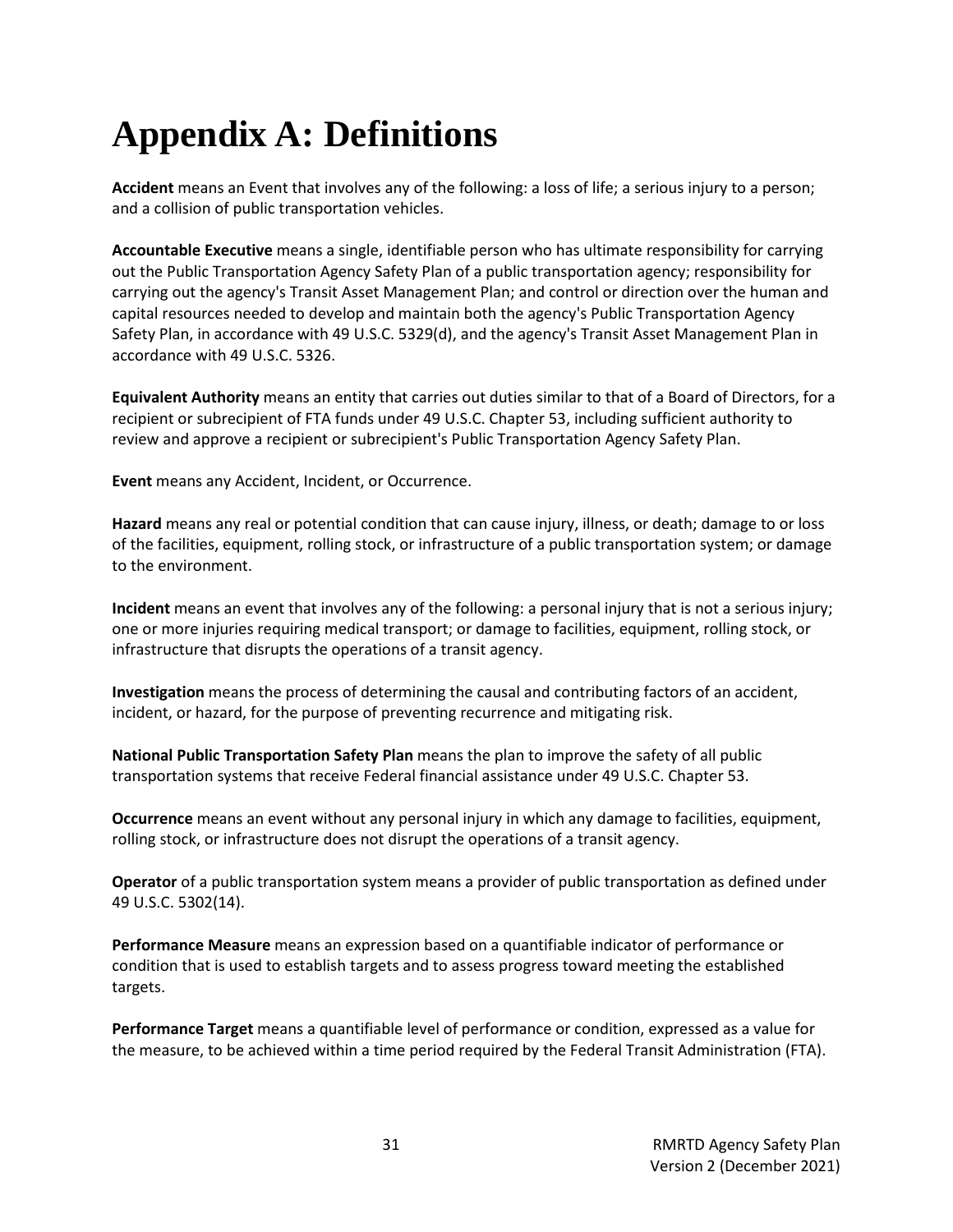# Appendix A: Definitions

**Accident** means an Event that involves any of the following: a loss of life; a serious injury to a person; and a collision of public transportation vehicles.

**Accountable Executive** means a single, identifiable person who has ultimate responsibility for carrying out the Public Transportation Agency Safety Plan of a public transportation agency; responsibility for carrying out the agency's Transit Asset Management Plan; and control or direction over the human and capital resources needed to develop and maintain both the agency's Public Transportation Agency Safety Plan, in accordance with 49 U.S.C. 5329(d), and the agency's Transit Asset Management Plan in accordance with 49 U.S.C. 5326.

**Equivalent Authority** means an entity that carries out duties similar to that of a Board of Directors, for a recipient or subrecipient of FTA funds under 49 U.S.C. Chapter 53, including sufficient authority to review and approve a recipient or subrecipient's Public Transportation Agency Safety Plan.

**Event** means any Accident, Incident, or Occurrence.

**Hazard** means any real or potential condition that can cause injury, illness, or death; damage to or loss of the facilities, equipment, rolling stock, or infrastructure of a public transportation system; or damage to the environment.

**Incident** means an event that involves any of the following: a personal injury that is not a serious injury; one or more injuries requiring medical transport; or damage to facilities, equipment, rolling stock, or infrastructure that disrupts the operations of a transit agency.

**Investigation** means the process of determining the causal and contributing factors of an accident, incident, or hazard, for the purpose of preventing recurrence and mitigating risk.

**National Public Transportation Safety Plan** means the plan to improve the safety of all public transportation systems that receive Federal financial assistance under 49 U.S.C. Chapter 53.

**Occurrence** means an event without any personal injury in which any damage to facilities, equipment, rolling stock, or infrastructure does not disrupt the operations of a transit agency.

**Operator** of a public transportation system means a provider of public transportation as defined under 49 U.S.C. 5302(14).

**Performance Measure** means an expression based on a quantifiable indicator of performance or condition that is used to establish targets and to assess progress toward meeting the established targets.

**Performance Target** means a quantifiable level of performance or condition, expressed as a value for the measure, to be achieved within a time period required by the Federal Transit Administration (FTA).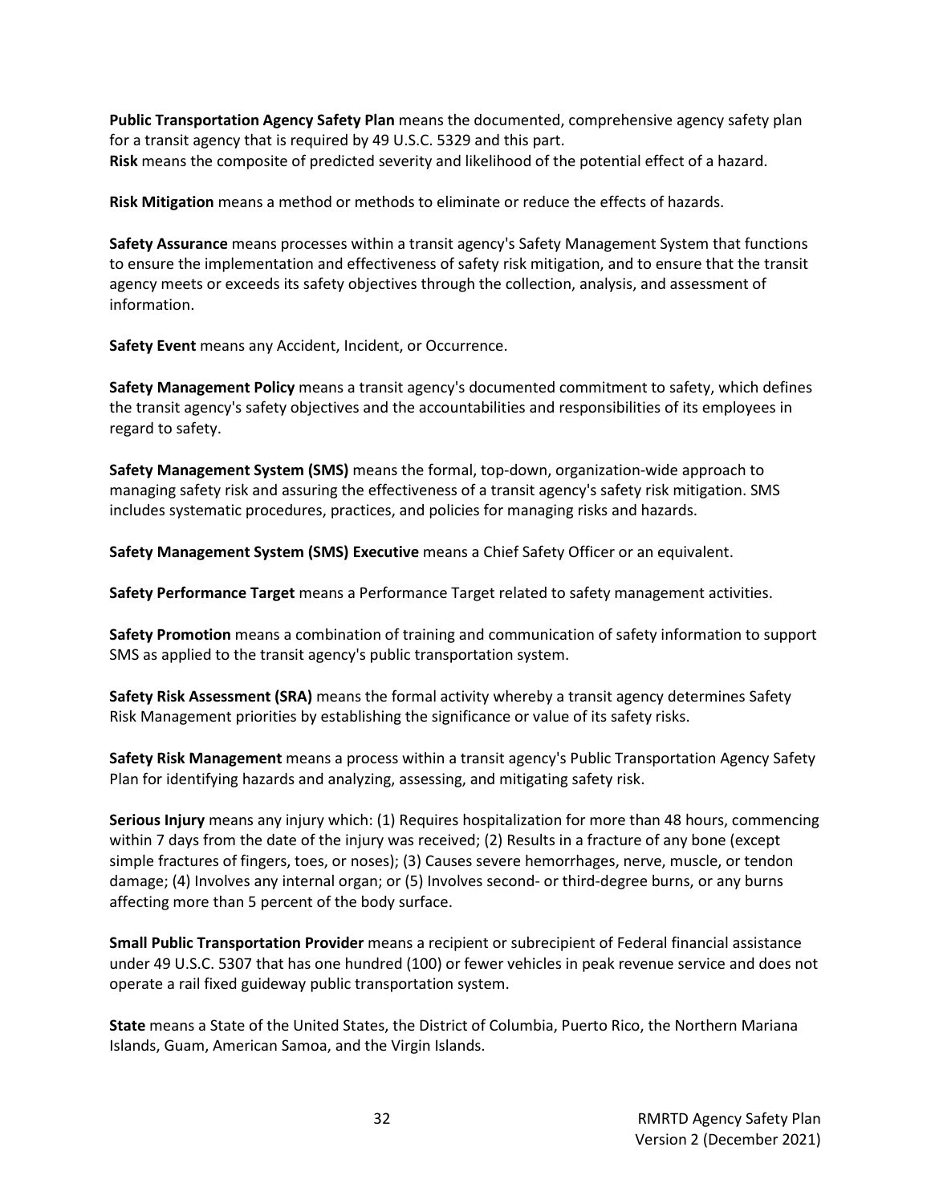**Public Transportation Agency Safety Plan** means the documented, comprehensive agency safety plan for a transit agency that is required by 49 U.S.C. 5329 and this part.
**Risk** means the composite of predicted severity and likelihood of the potential effect of a hazard.

**Risk Mitigation** means a method or methods to eliminate or reduce the effects of hazards.

**Safety Assurance** means processes within a transit agency's Safety Management System that functions to ensure the implementation and effectiveness of safety risk mitigation, and to ensure that the transit agency meets or exceeds its safety objectives through the collection, analysis, and assessment of information.

**Safety Event** means any Accident, Incident, or Occurrence.

**Safety Management Policy** means a transit agency's documented commitment to safety, which defines the transit agency's safety objectives and the accountabilities and responsibilities of its employees in regard to safety.

**Safety Management System (SMS)** means the formal, top-down, organization-wide approach to managing safety risk and assuring the effectiveness of a transit agency's safety risk mitigation. SMS includes systematic procedures, practices, and policies for managing risks and hazards.

**Safety Management System (SMS) Executive** means a Chief Safety Officer or an equivalent.

**Safety Performance Target** means a Performance Target related to safety management activities.

**Safety Promotion** means a combination of training and communication of safety information to support SMS as applied to the transit agency's public transportation system.

**Safety Risk Assessment (SRA)** means the formal activity whereby a transit agency determines Safety Risk Management priorities by establishing the significance or value of its safety risks.

**Safety Risk Management** means a process within a transit agency's Public Transportation Agency Safety Plan for identifying hazards and analyzing, assessing, and mitigating safety risk.

**Serious Injury** means any injury which: (1) Requires hospitalization for more than 48 hours, commencing within 7 days from the date of the injury was received; (2) Results in a fracture of any bone (except simple fractures of fingers, toes, or noses); (3) Causes severe hemorrhages, nerve, muscle, or tendon damage; (4) Involves any internal organ; or (5) Involves second- or third-degree burns, or any burns affecting more than 5 percent of the body surface.

**Small Public Transportation Provider** means a recipient or subrecipient of Federal financial assistance under 49 U.S.C. 5307 that has one hundred (100) or fewer vehicles in peak revenue service and does not operate a rail fixed guideway public transportation system.

**State** means a State of the United States, the District of Columbia, Puerto Rico, the Northern Mariana Islands, Guam, American Samoa, and the Virgin Islands.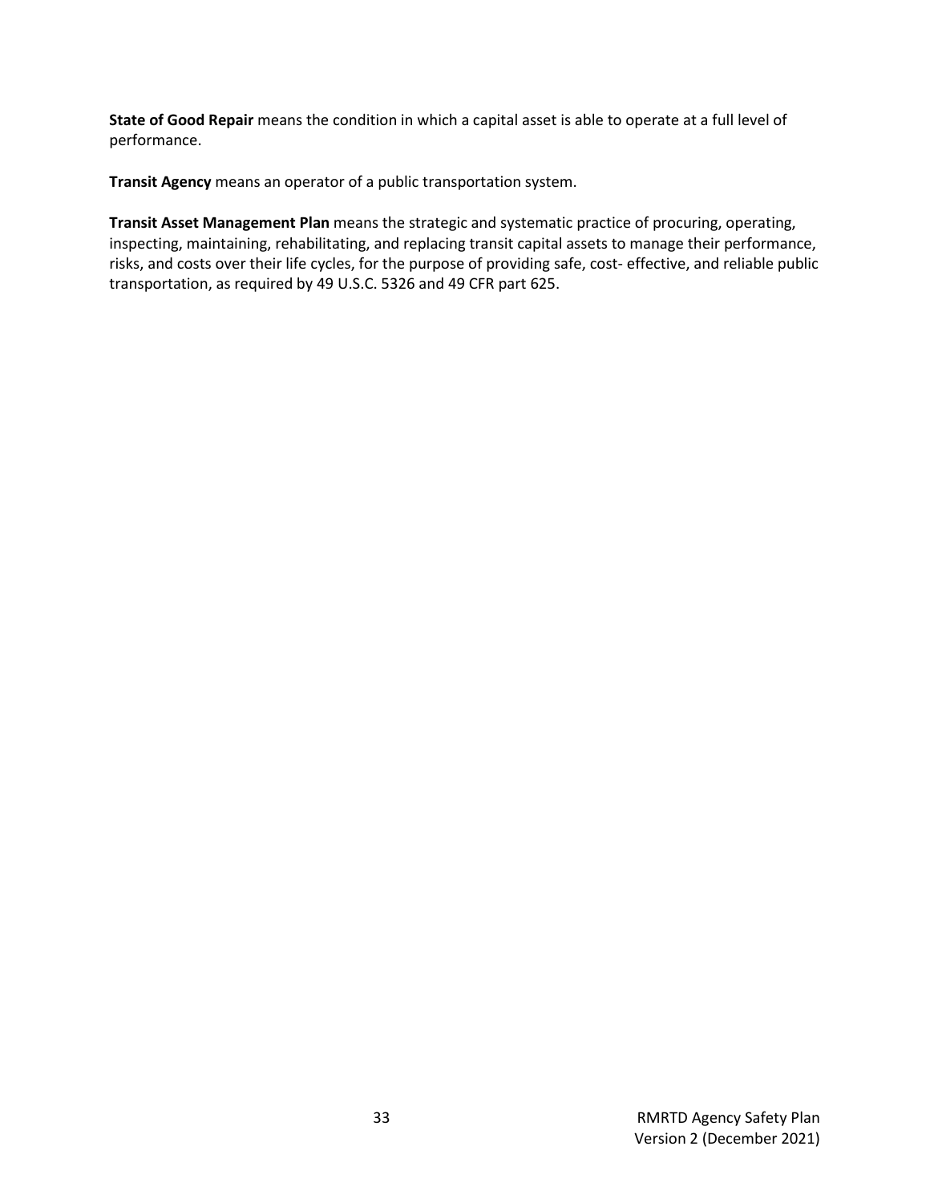**State of Good Repair** means the condition in which a capital asset is able to operate at a full level of performance.

**Transit Agency** means an operator of a public transportation system.

**Transit Asset Management Plan** means the strategic and systematic practice of procuring, operating, inspecting, maintaining, rehabilitating, and replacing transit capital assets to manage their performance, risks, and costs over their life cycles, for the purpose of providing safe, cost- effective, and reliable public transportation, as required by 49 U.S.C. 5326 and 49 CFR part 625.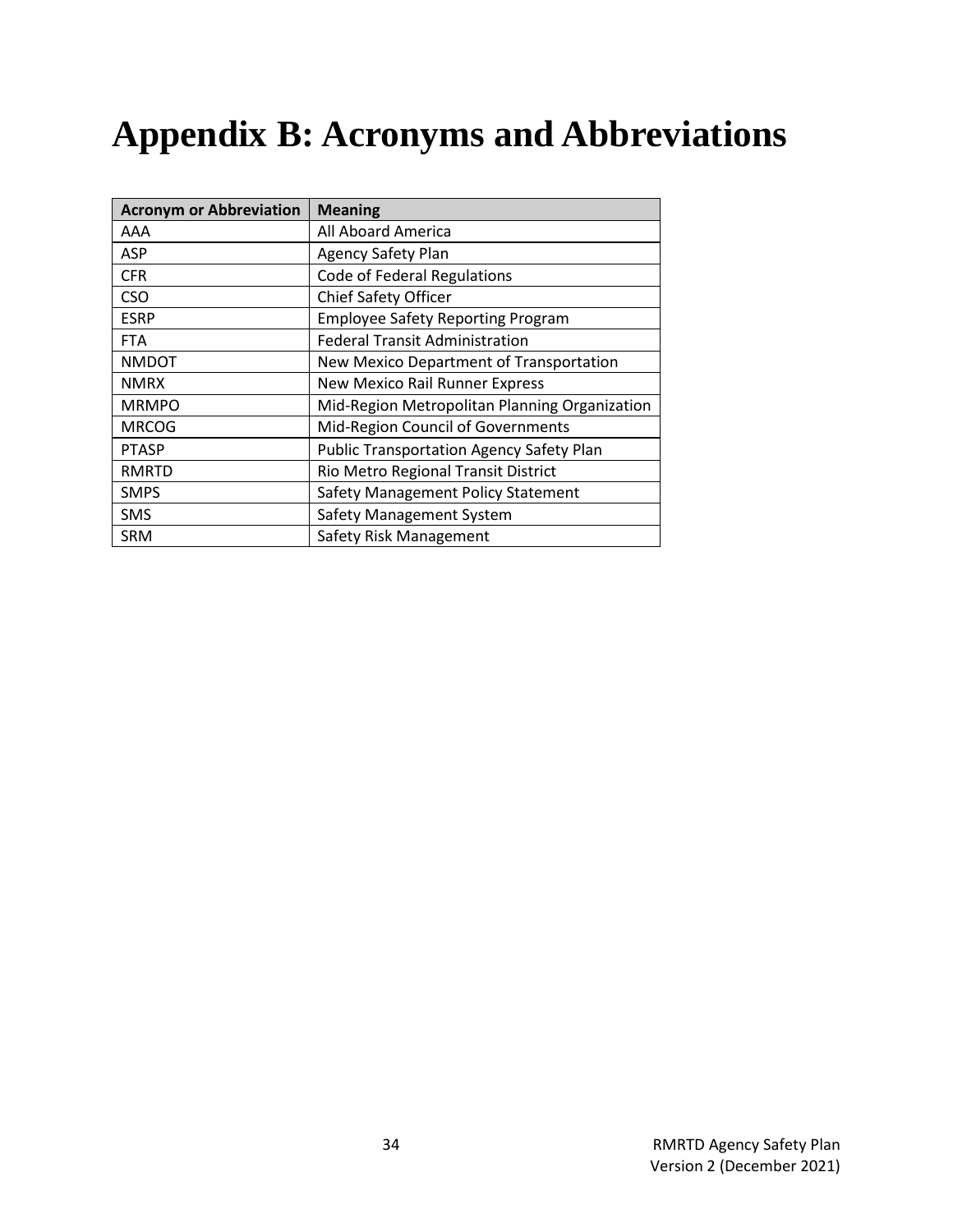# Appendix B: Acronyms and Abbreviations

| Acronym or Abbreviation | Meaning |
| --- | --- |
| AAA | All Aboard America |
| ASP | Agency Safety Plan |
| CFR | Code of Federal Regulations |
| CSO | Chief Safety Officer |
| ESRP | Employee Safety Reporting Program |
| FTA | Federal Transit Administration |
| NMDOT | New Mexico Department of Transportation |
| NMRX | New Mexico Rail Runner Express |
| MRMPO | Mid-Region Metropolitan Planning Organization |
| MRCOG | Mid-Region Council of Governments |
| PTASP | Public Transportation Agency Safety Plan |
| RMRTD | Rio Metro Regional Transit District |
| SMPS | Safety Management Policy Statement |
| SMS | Safety Management System |
| SRM | Safety Risk Management |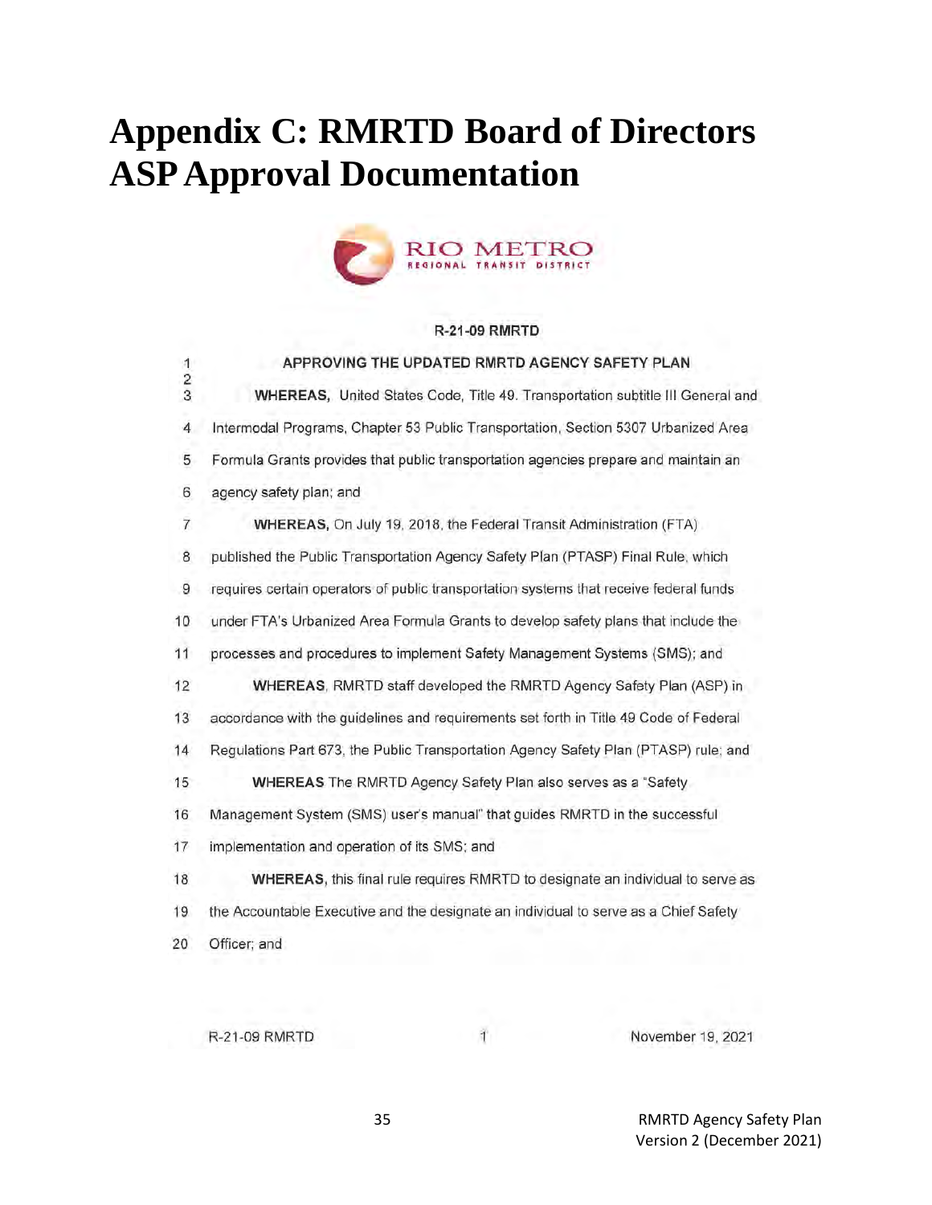# Appendix C: RMRTD Board of Directors ASP Approval Documentation

RIO METRO
REGIONAL TRANSIT DISTRICT

R-21-09 RMRTD

APPROVING THE UPDATED RMRTD AGENCY SAFETY PLAN

**WHEREAS,** United States Code, Title 49. Transportation subtitle III General and Intermodal Programs, Chapter 53 Public Transportation, Section 5307 Urbanized Area Formula Grants provides that public transportation agencies prepare and maintain an agency safety plan; and

**WHEREAS,** On July 19, 2018, the Federal Transit Administration (FTA) published the Public Transportation Agency Safety Plan (PTASP) Final Rule, which requires certain operators of public transportation systems that receive federal funds under FTA's Urbanized Area Formula Grants to develop safety plans that include the processes and procedures to implement Safety Management Systems (SMS); and

**WHEREAS**, RMRTD staff developed the RMRTD Agency Safety Plan (ASP) in accordance with the guidelines and requirements set forth in Title 49 Code of Federal Regulations Part 673, the Public Transportation Agency Safety Plan (PTASP) rule; and

**WHEREAS** The RMRTD Agency Safety Plan also serves as a "Safety Management System (SMS) user's manual" that guides RMRTD in the successful implementation and operation of its SMS; and

**WHEREAS,** this final rule requires RMRTD to designate an individual to serve as the Accountable Executive and the designate an individual to serve as a Chief Safety Officer; and

R-21-09 RMRTD 1 November 19, 2021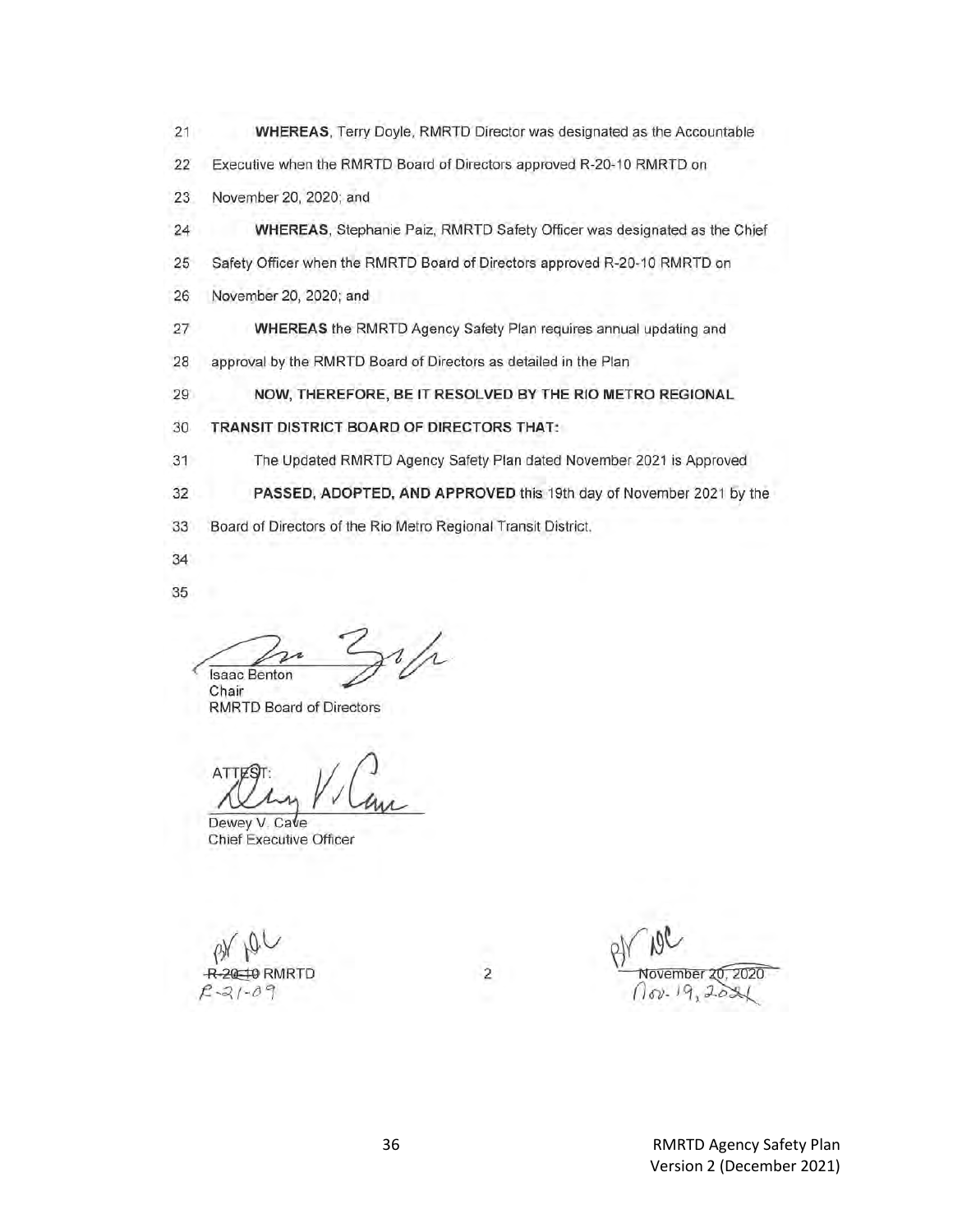21 **WHEREAS**, Terry Doyle, RMRTD Director was designated as the Accountable

22 Executive when the RMRTD Board of Directors approved R-20-10 RMRTD on

23 November 20, 2020; and

24 **WHEREAS**, Stephanie Paiz, RMRTD Safety Officer was designated as the Chief

25 Safety Officer when the RMRTD Board of Directors approved R-20-10 RMRTD on

26 November 20, 2020; and

27 **WHEREAS** the RMRTD Agency Safety Plan requires annual updating and

28 approval by the RMRTD Board of Directors as detailed in the Plan

29 **NOW, THEREFORE, BE IT RESOLVED BY THE RIO METRO REGIONAL**

30 **TRANSIT DISTRICT BOARD OF DIRECTORS THAT:**

31 The Updated RMRTD Agency Safety Plan dated November 2021 is Approved

32 **PASSED, ADOPTED, AND APPROVED** this 19th day of November 2021 by the

33 Board of Directors of the Rio Metro Regional Transit District.

34

35

Isaac Benton
Chair
RMRTD Board of Directors

ATTEST:

Dewey V. Cave
Chief Executive Officer

BV DC
~~R-20-10~~ RMRTD
R-21-09

2

BV DC
~~November 20, 2020~~
Nov. 19, 2021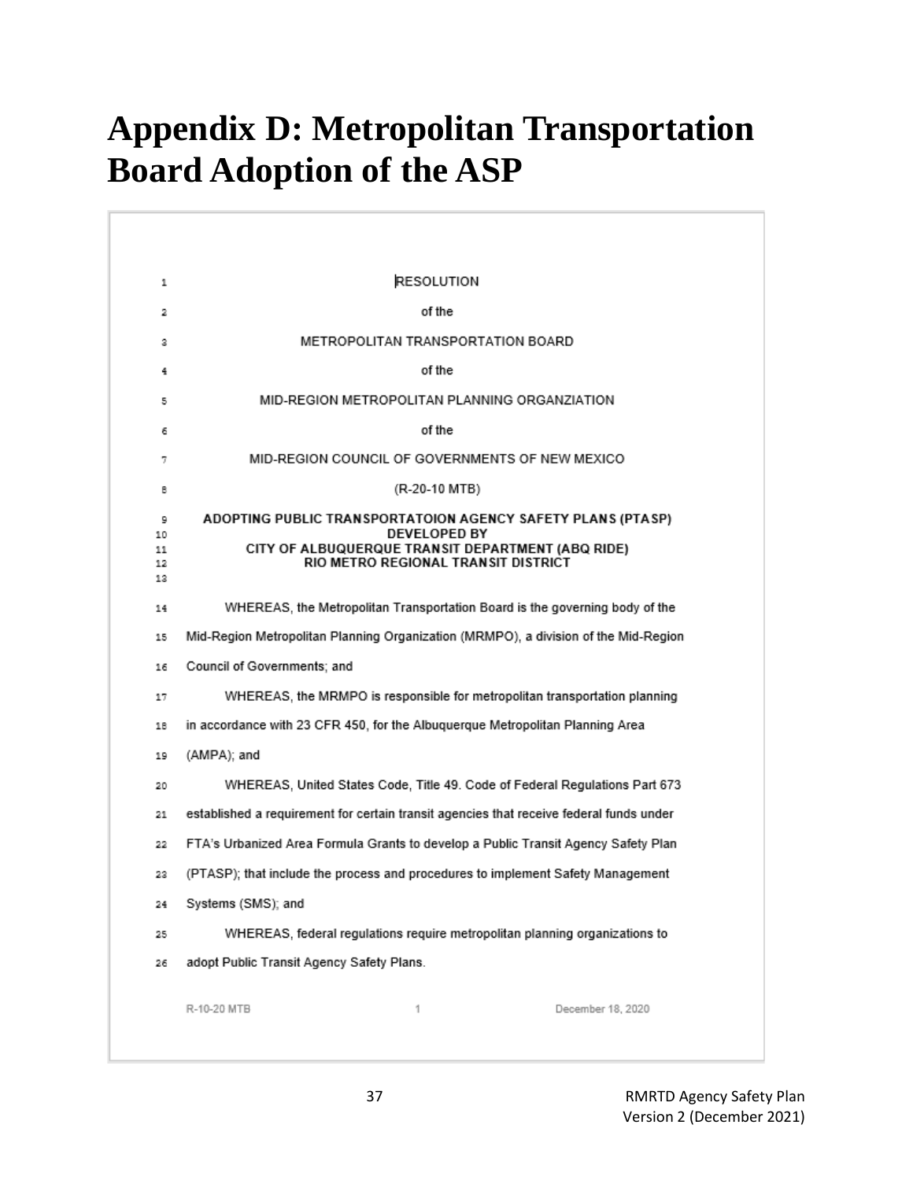# Appendix D: Metropolitan Transportation Board Adoption of the ASP

RESOLUTION

of the

METROPOLITAN TRANSPORTATION BOARD

of the

MID-REGION METROPOLITAN PLANNING ORGANZIATION

of the

MID-REGION COUNCIL OF GOVERNMENTS OF NEW MEXICO

(R-20-10 MTB)

**ADOPTING PUBLIC TRANSPORTATOION AGENCY SAFETY PLANS (PTASP) DEVELOPED BY CITY OF ALBUQUERQUE TRANSIT DEPARTMENT (ABQ RIDE) RIO METRO REGIONAL TRANSIT DISTRICT**

WHEREAS, the Metropolitan Transportation Board is the governing body of the Mid-Region Metropolitan Planning Organization (MRMPO), a division of the Mid-Region Council of Governments; and

WHEREAS, the MRMPO is responsible for metropolitan transportation planning in accordance with 23 CFR 450, for the Albuquerque Metropolitan Planning Area (AMPA); and

WHEREAS, United States Code, Title 49. Code of Federal Regulations Part 673 established a requirement for certain transit agencies that receive federal funds under FTA's Urbanized Area Formula Grants to develop a Public Transit Agency Safety Plan (PTASP); that include the process and procedures to implement Safety Management Systems (SMS); and

WHEREAS, federal regulations require metropolitan planning organizations to adopt Public Transit Agency Safety Plans.

R-10-20 MTB | 1 | December 18, 2020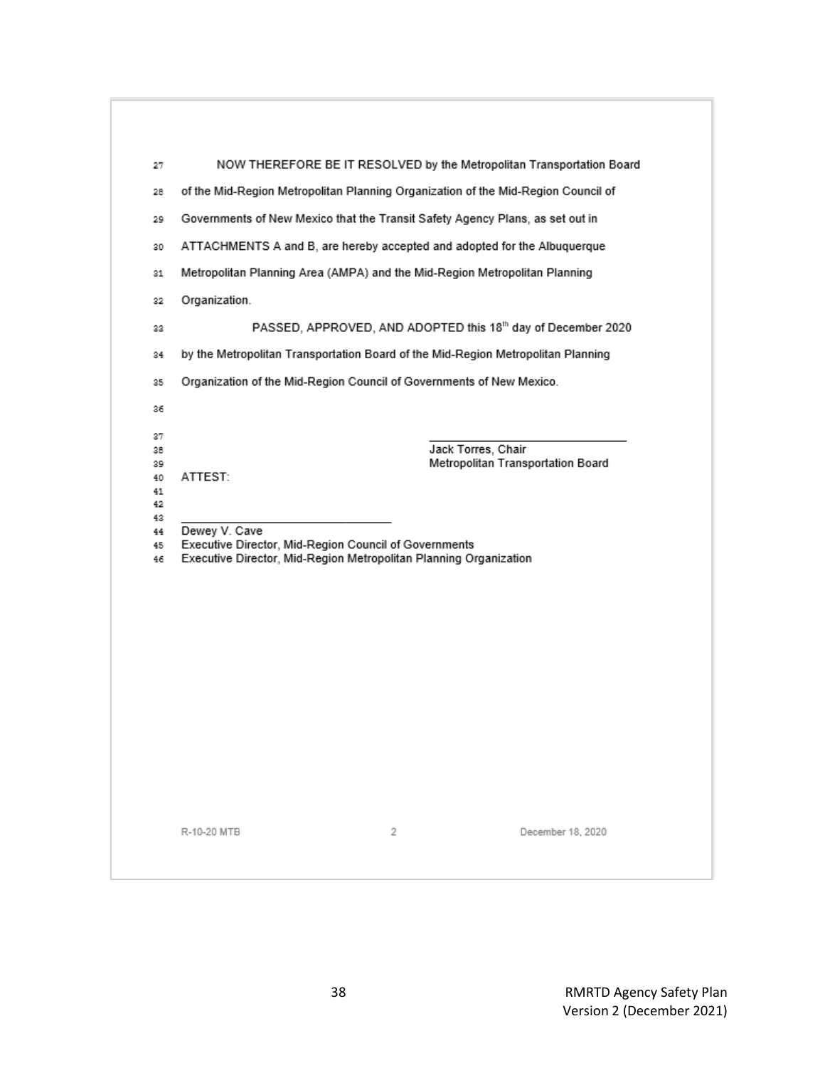NOW THEREFORE BE IT RESOLVED by the Metropolitan Transportation Board of the Mid-Region Metropolitan Planning Organization of the Mid-Region Council of Governments of New Mexico that the Transit Safety Agency Plans, as set out in ATTACHMENTS A and B, are hereby accepted and adopted for the Albuquerque Metropolitan Planning Area (AMPA) and the Mid-Region Metropolitan Planning Organization.

PASSED, APPROVED, AND ADOPTED this 18th day of December 2020 by the Metropolitan Transportation Board of the Mid-Region Metropolitan Planning Organization of the Mid-Region Council of Governments of New Mexico.

\_\_\_\_\_\_\_\_\_\_\_\_\_\_\_\_\_\_\_\_\_\_\_\_\_\_\_\_\_\_
Jack Torres, Chair
Metropolitan Transportation Board

ATTEST:

\_\_\_\_\_\_\_\_\_\_\_\_\_\_\_\_\_\_\_\_\_\_\_\_\_\_\_\_\_\_
Dewey V. Cave
Executive Director, Mid-Region Council of Governments
Executive Director, Mid-Region Metropolitan Planning Organization

R-10-20 MTB 2 December 18, 2020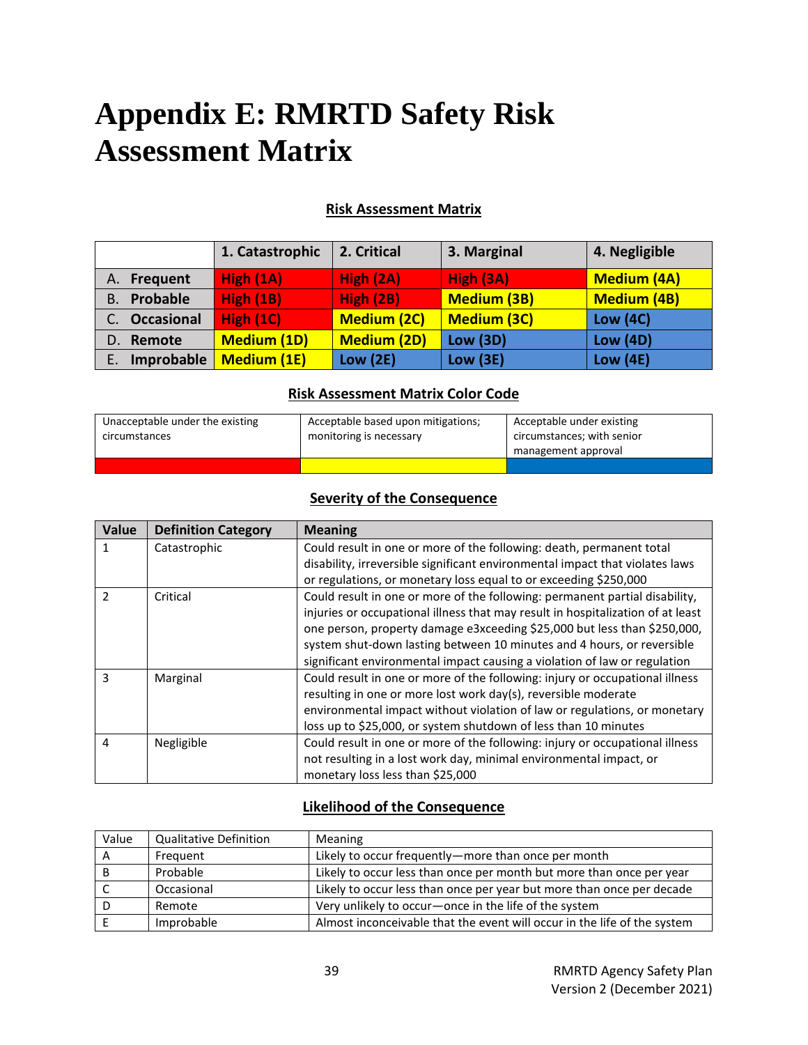# Appendix E: RMRTD Safety Risk Assessment Matrix

## Risk Assessment Matrix

| | 1. Catastrophic | 2. Critical | 3. Marginal | 4. Negligible |
|---|---|---|---|---|
| A. Frequent | High (1A) | High (2A) | High (3A) | Medium (4A) |
| B. Probable | High (1B) | High (2B) | Medium (3B) | Medium (4B) |
| C. Occasional | High (1C) | Medium (2C) | Medium (3C) | Low (4C) |
| D. Remote | Medium (1D) | Medium (2D) | Low (3D) | Low (4D) |
| E. Improbable | Medium (1E) | Low (2E) | Low (3E) | Low (4E) |

## Risk Assessment Matrix Color Code

| Unacceptable under the existing circumstances | Acceptable based upon mitigations; monitoring is necessary | Acceptable under existing circumstances; with senior management approval |
|---|---|---|
| (Red) | (Yellow) | (Blue) |

## Severity of the Consequence

| Value | Definition Category | Meaning |
|---|---|---|
| 1 | Catastrophic | Could result in one or more of the following: death, permanent total disability, irreversible significant environmental impact that violates laws or regulations, or monetary loss equal to or exceeding $250,000 |
| 2 | Critical | Could result in one or more of the following: permanent partial disability, injuries or occupational illness that may result in hospitalization of at least one person, property damage e3xceeding $25,000 but less than $250,000, system shut-down lasting between 10 minutes and 4 hours, or reversible significant environmental impact causing a violation of law or regulation |
| 3 | Marginal | Could result in one or more of the following: injury or occupational illness resulting in one or more lost work day(s), reversible moderate environmental impact without violation of law or regulations, or monetary loss up to $25,000, or system shutdown of less than 10 minutes |
| 4 | Negligible | Could result in one or more of the following: injury or occupational illness not resulting in a lost work day, minimal environmental impact, or monetary loss less than $25,000 |

## Likelihood of the Consequence

| Value | Qualitative Definition | Meaning |
|---|---|---|
| A | Frequent | Likely to occur frequently—more than once per month |
| B | Probable | Likely to occur less than once per month but more than once per year |
| C | Occasional | Likely to occur less than once per year but more than once per decade |
| D | Remote | Very unlikely to occur—once in the life of the system |
| E | Improbable | Almost inconceivable that the event will occur in the life of the system |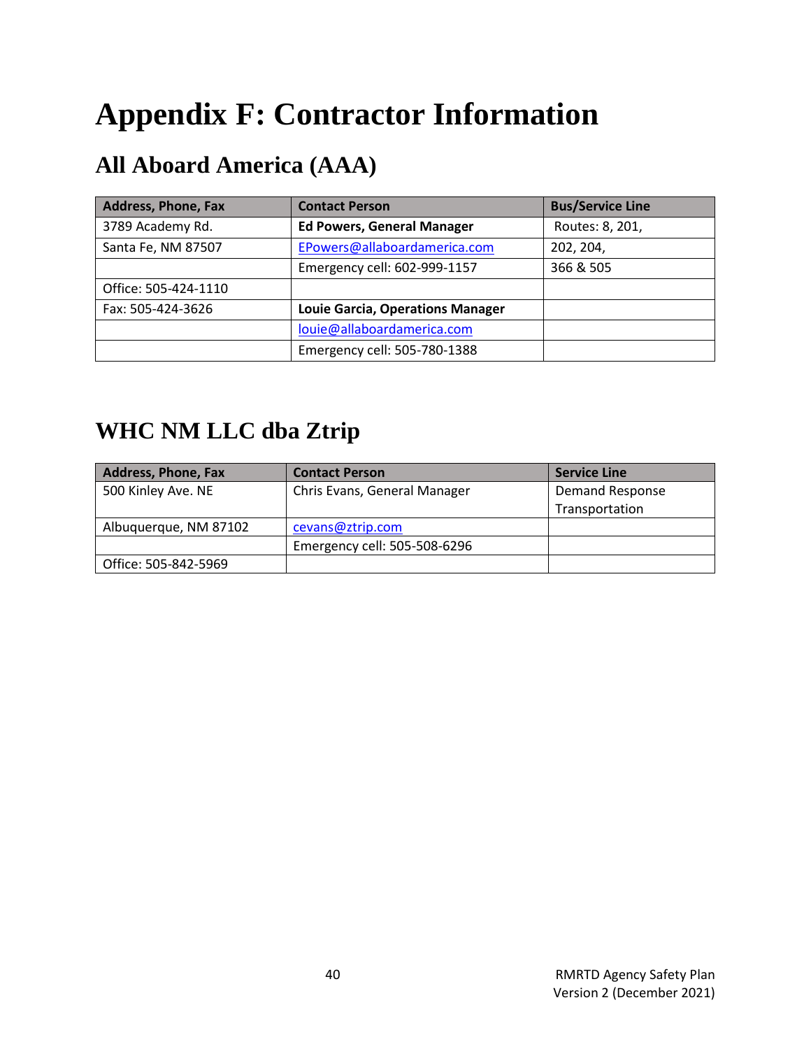# Appendix F: Contractor Information

## All Aboard America (AAA)

| Address, Phone, Fax | Contact Person | Bus/Service Line |
|---|---|---|
| 3789 Academy Rd. | **Ed Powers, General Manager** | Routes: 8, 201, |
| Santa Fe, NM 87507 | EPowers@allaboardamerica.com | 202, 204, |
| | Emergency cell: 602-999-1157 | 366 & 505 |
| Office: 505-424-1110 | | |
| Fax: 505-424-3626 | **Louie Garcia, Operations Manager** | |
| | louie@allaboardamerica.com | |
| | Emergency cell: 505-780-1388 | |

## WHC NM LLC dba Ztrip

| Address, Phone, Fax | Contact Person | Service Line |
|---|---|---|
| 500 Kinley Ave. NE | Chris Evans, General Manager | Demand Response Transportation |
| Albuquerque, NM 87102 | cevans@ztrip.com | |
| | Emergency cell: 505-508-6296 | |
| Office: 505-842-5969 | | |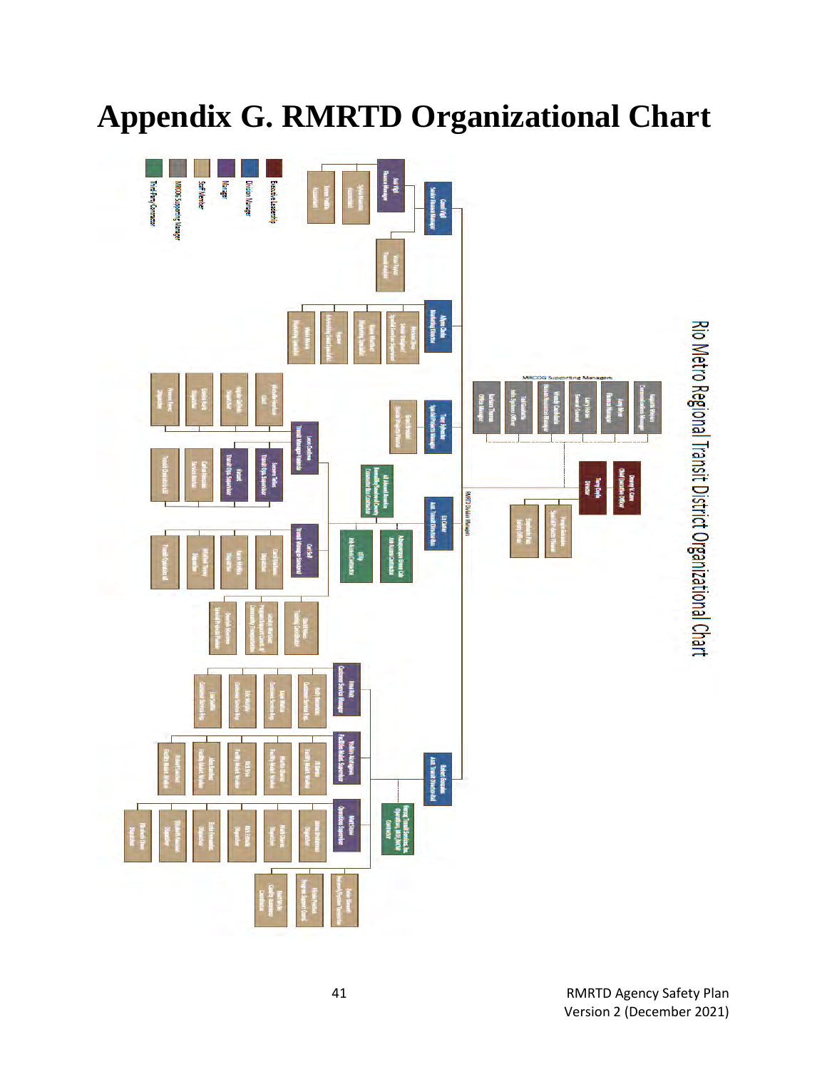# Appendix G. RMRTD Organizational Chart

Rio Metro Regional Transit District Organizational Chart

Executive Leadership

Division Manager

Manager

Staff Member

MRCOG Supporting Manager

Third Party Contractor

Dewey V. Cave
Chief Executive Officer

Terry Doyle
Director

MRCOG Supporting Managers

RMRTD Division Managers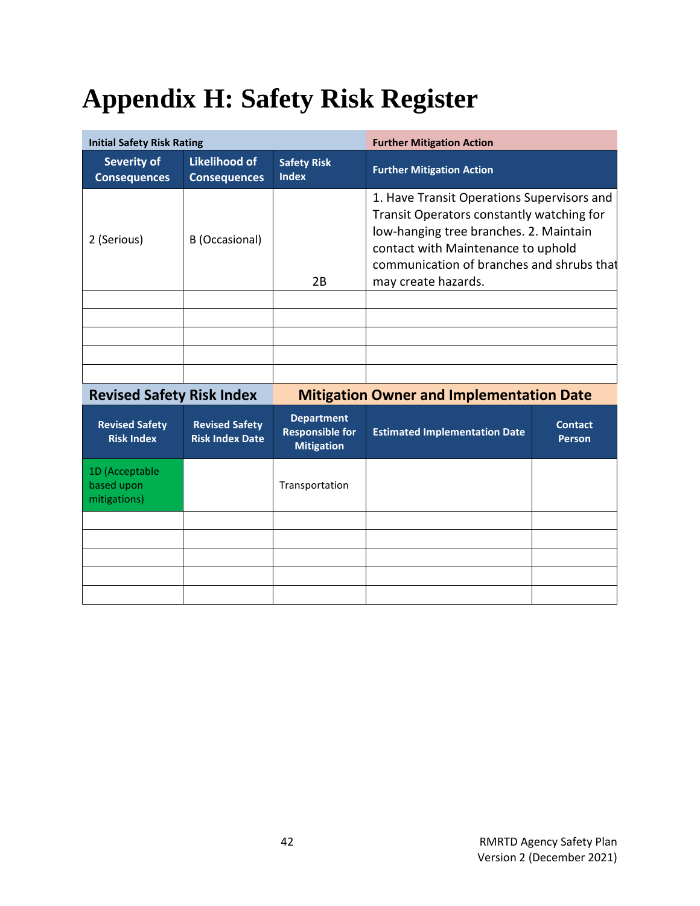# Appendix H: Safety Risk Register

| Initial Safety Risk Rating | | | Further Mitigation Action |
|---|---|---|---|
| **Severity of Consequences** | **Likelihood of Consequences** | **Safety Risk Index** | **Further Mitigation Action** |
| 2 (Serious) | B (Occasional) | 2B | 1. Have Transit Operations Supervisors and Transit Operators constantly watching for low-hanging tree branches. 2. Maintain contact with Maintenance to uphold communication of branches and shrubs that may create hazards. |
| | | | |
| | | | |
| | | | |
| | | | |
| | | | |

| Revised Safety Risk Index | | Mitigation Owner and Implementation Date | | |
|---|---|---|---|---|
| **Revised Safety Risk Index** | **Revised Safety Risk Index Date** | **Department Responsible for Mitigation** | **Estimated Implementation Date** | **Contact Person** |
| 1D (Acceptable based upon mitigations) | | Transportation | | |
| | | | | |
| | | | | |
| | | | | |
| | | | | |
| | | | | |

RMRTD Agency Safety Plan
Version 2 (December 2021)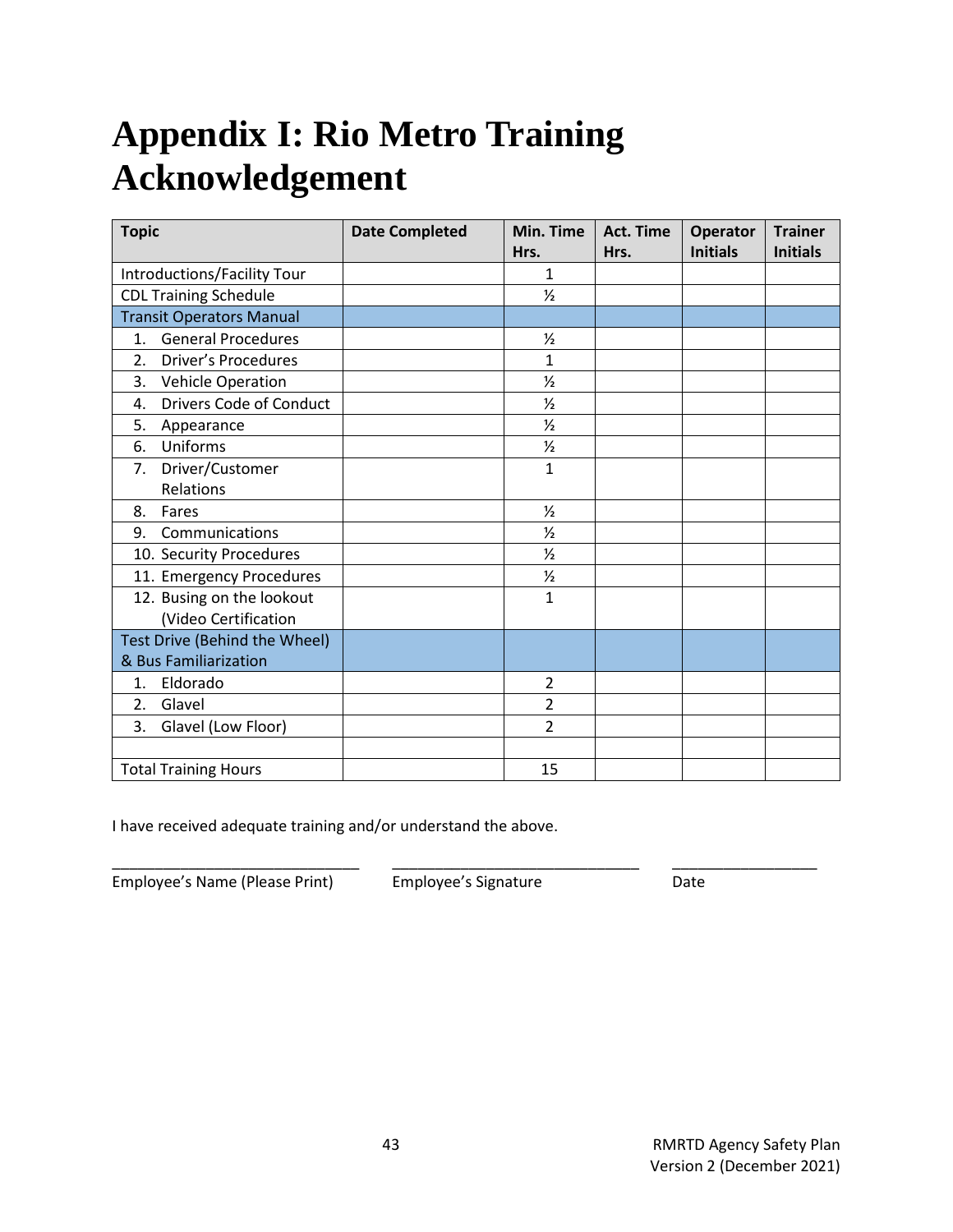# Appendix I: Rio Metro Training Acknowledgement

| Topic | Date Completed | Min. Time Hrs. | Act. Time Hrs. | Operator Initials | Trainer Initials |
|---|---|---|---|---|---|
| Introductions/Facility Tour | | 1 | | | |
| CDL Training Schedule | | ½ | | | |
| Transit Operators Manual | | | | | |
| 1. General Procedures | | ½ | | | |
| 2. Driver's Procedures | | 1 | | | |
| 3. Vehicle Operation | | ½ | | | |
| 4. Drivers Code of Conduct | | ½ | | | |
| 5. Appearance | | ½ | | | |
| 6. Uniforms | | ½ | | | |
| 7. Driver/Customer Relations | | 1 | | | |
| 8. Fares | | ½ | | | |
| 9. Communications | | ½ | | | |
| 10. Security Procedures | | ½ | | | |
| 11. Emergency Procedures | | ½ | | | |
| 12. Busing on the lookout (Video Certification | | 1 | | | |
| Test Drive (Behind the Wheel) & Bus Familiarization | | | | | |
| 1. Eldorado | | 2 | | | |
| 2. Glavel | | 2 | | | |
| 3. Glavel (Low Floor) | | 2 | | | |
| | | | | | |
| Total Training Hours | | 15 | | | |

I have received adequate training and/or understand the above.

______________________________ ______________________________ _________________

Employee's Name (Please Print) Employee's Signature Date